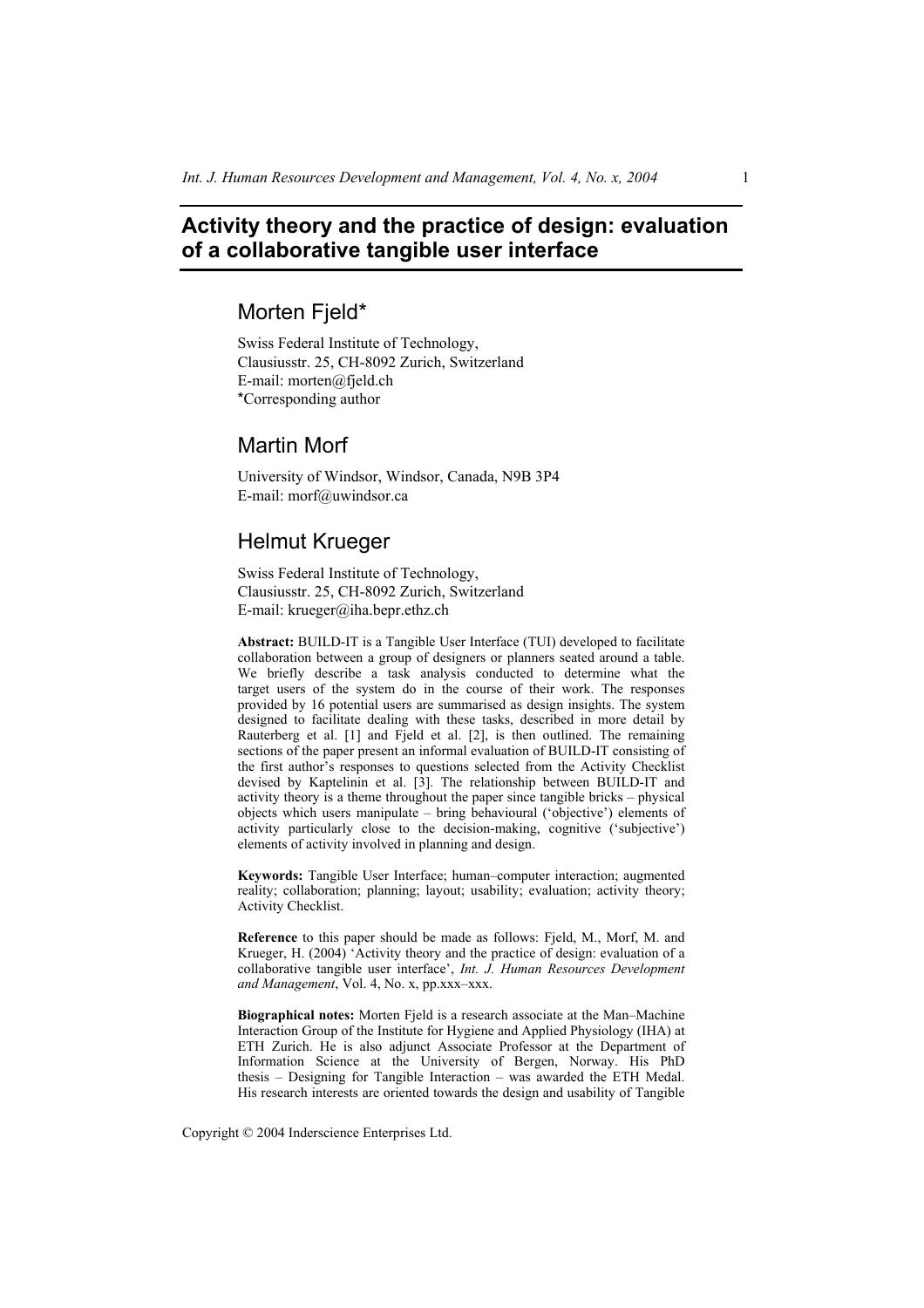# Activity theory and the practice of design: evaluation of a collaborative tangible user interface

## Morten Fjeld*

Swiss Federal Institute of Technology,
Clausiusstr. 25, CH-8092 Zurich, Switzerland
E-mail: morten@fjeld.ch
*Corresponding author

## Martin Morf

University of Windsor, Windsor, Canada, N9B 3P4
E-mail: morf@uwindsor.ca

## Helmut Krueger

Swiss Federal Institute of Technology,
Clausiusstr. 25, CH-8092 Zurich, Switzerland
E-mail: krueger@iha.bepr.ethz.ch

**Abstract:** BUILD-IT is a Tangible User Interface (TUI) developed to facilitate collaboration between a group of designers or planners seated around a table. We briefly describe a task analysis conducted to determine what the target users of the system do in the course of their work. The responses provided by 16 potential users are summarised as design insights. The system designed to facilitate dealing with these tasks, described in more detail by Rauterberg et al. [1] and Fjeld et al. [2], is then outlined. The remaining sections of the paper present an informal evaluation of BUILD-IT consisting of the first author's responses to questions selected from the Activity Checklist devised by Kaptelinin et al. [3]. The relationship between BUILD-IT and activity theory is a theme throughout the paper since tangible bricks – physical objects which users manipulate – bring behavioural ('objective') elements of activity particularly close to the decision-making, cognitive ('subjective') elements of activity involved in planning and design.

**Keywords:** Tangible User Interface; human–computer interaction; augmented reality; collaboration; planning; layout; usability; evaluation; activity theory; Activity Checklist.

**Reference** to this paper should be made as follows: Fjeld, M., Morf, M. and Krueger, H. (2004) 'Activity theory and the practice of design: evaluation of a collaborative tangible user interface', *Int. J. Human Resources Development and Management*, Vol. 4, No. x, pp.xxx–xxx.

**Biographical notes:** Morten Fjeld is a research associate at the Man–Machine Interaction Group of the Institute for Hygiene and Applied Physiology (IHA) at ETH Zurich. He is also adjunct Associate Professor at the Department of Information Science at the University of Bergen, Norway. His PhD thesis – Designing for Tangible Interaction – was awarded the ETH Medal. His research interests are oriented towards the design and usability of Tangible

Copyright © 2004 Inderscience Enterprises Ltd.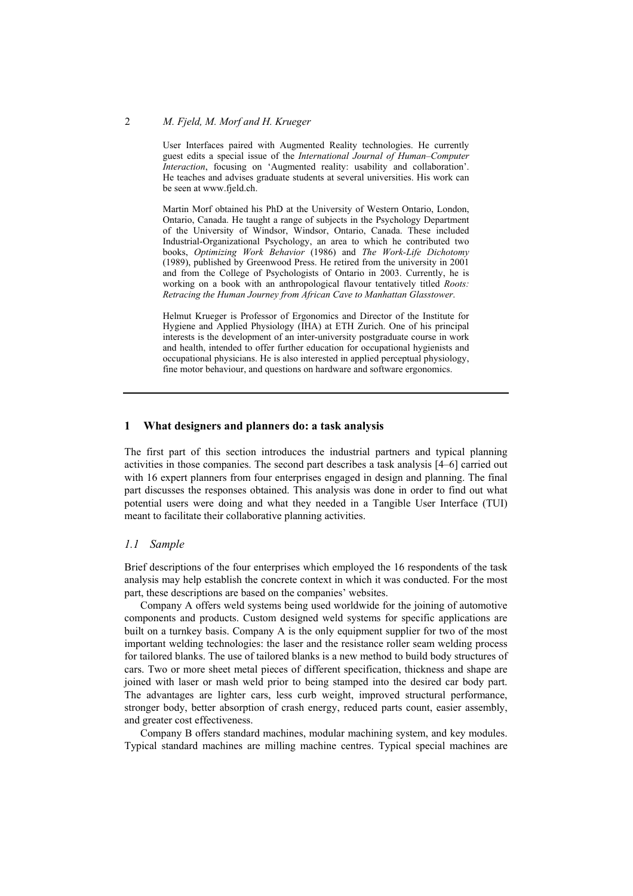User Interfaces paired with Augmented Reality technologies. He currently guest edits a special issue of the *International Journal of Human–Computer Interaction*, focusing on 'Augmented reality: usability and collaboration'. He teaches and advises graduate students at several universities. His work can be seen at www.fjeld.ch.

Martin Morf obtained his PhD at the University of Western Ontario, London, Ontario, Canada. He taught a range of subjects in the Psychology Department of the University of Windsor, Windsor, Ontario, Canada. These included Industrial-Organizational Psychology, an area to which he contributed two books, *Optimizing Work Behavior* (1986) and *The Work-Life Dichotomy* (1989), published by Greenwood Press. He retired from the university in 2001 and from the College of Psychologists of Ontario in 2003. Currently, he is working on a book with an anthropological flavour tentatively titled *Roots: Retracing the Human Journey from African Cave to Manhattan Glasstower*.

Helmut Krueger is Professor of Ergonomics and Director of the Institute for Hygiene and Applied Physiology (IHA) at ETH Zurich. One of his principal interests is the development of an inter-university postgraduate course in work and health, intended to offer further education for occupational hygienists and occupational physicians. He is also interested in applied perceptual physiology, fine motor behaviour, and questions on hardware and software ergonomics.

---

## 1 What designers and planners do: a task analysis

The first part of this section introduces the industrial partners and typical planning activities in those companies. The second part describes a task analysis [4–6] carried out with 16 expert planners from four enterprises engaged in design and planning. The final part discusses the responses obtained. This analysis was done in order to find out what potential users were doing and what they needed in a Tangible User Interface (TUI) meant to facilitate their collaborative planning activities.

### *1.1 Sample*

Brief descriptions of the four enterprises which employed the 16 respondents of the task analysis may help establish the concrete context in which it was conducted. For the most part, these descriptions are based on the companies' websites.

Company A offers weld systems being used worldwide for the joining of automotive components and products. Custom designed weld systems for specific applications are built on a turnkey basis. Company A is the only equipment supplier for two of the most important welding technologies: the laser and the resistance roller seam welding process for tailored blanks. The use of tailored blanks is a new method to build body structures of cars. Two or more sheet metal pieces of different specification, thickness and shape are joined with laser or mash weld prior to being stamped into the desired car body part. The advantages are lighter cars, less curb weight, improved structural performance, stronger body, better absorption of crash energy, reduced parts count, easier assembly, and greater cost effectiveness.

Company B offers standard machines, modular machining system, and key modules. Typical standard machines are milling machine centres. Typical special machines are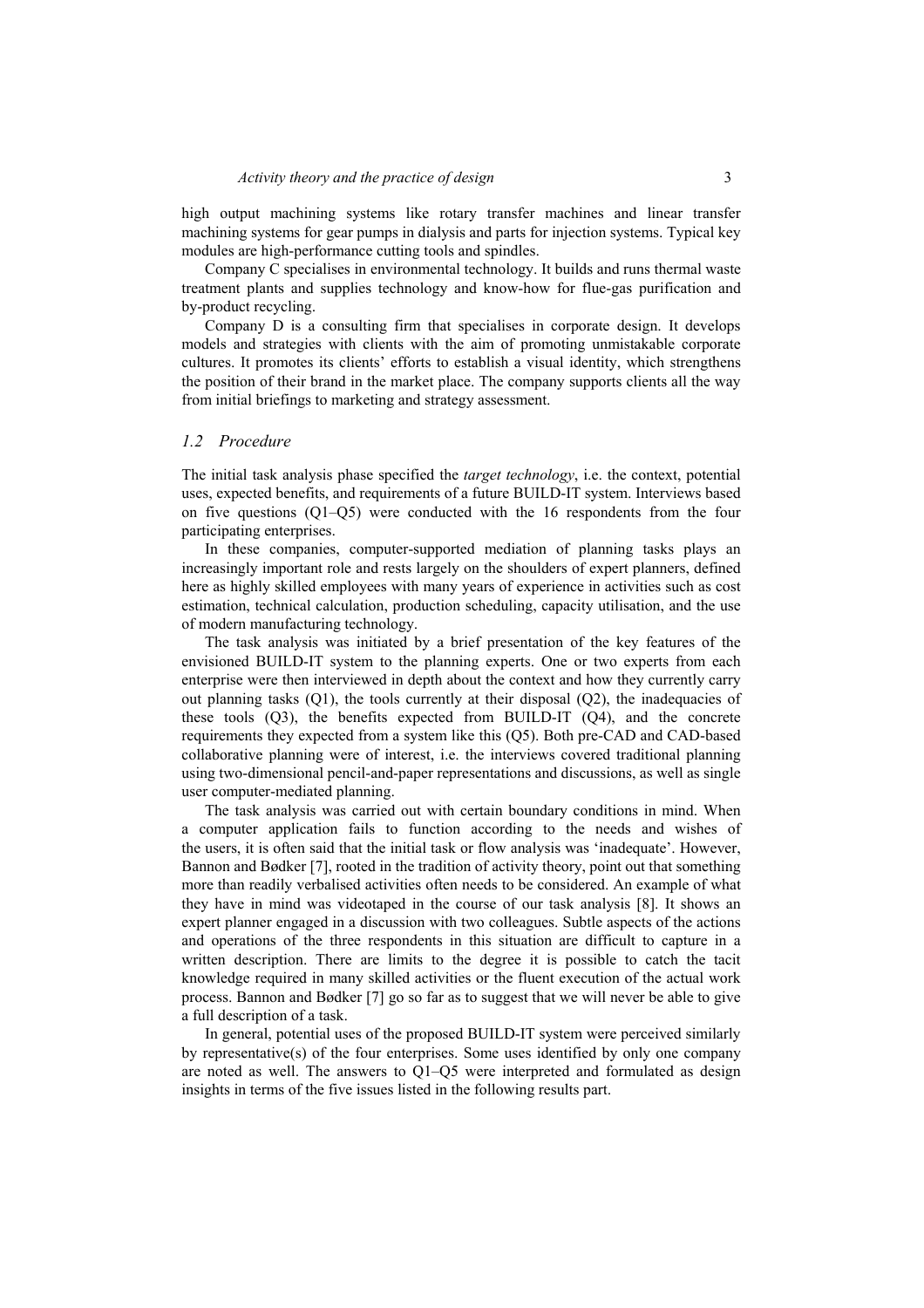high output machining systems like rotary transfer machines and linear transfer machining systems for gear pumps in dialysis and parts for injection systems. Typical key modules are high-performance cutting tools and spindles.

Company C specialises in environmental technology. It builds and runs thermal waste treatment plants and supplies technology and know-how for flue-gas purification and by-product recycling.

Company D is a consulting firm that specialises in corporate design. It develops models and strategies with clients with the aim of promoting unmistakable corporate cultures. It promotes its clients' efforts to establish a visual identity, which strengthens the position of their brand in the market place. The company supports clients all the way from initial briefings to marketing and strategy assessment.

### *1.2 Procedure*

The initial task analysis phase specified the *target technology*, i.e. the context, potential uses, expected benefits, and requirements of a future BUILD-IT system. Interviews based on five questions (Q1–Q5) were conducted with the 16 respondents from the four participating enterprises.

In these companies, computer-supported mediation of planning tasks plays an increasingly important role and rests largely on the shoulders of expert planners, defined here as highly skilled employees with many years of experience in activities such as cost estimation, technical calculation, production scheduling, capacity utilisation, and the use of modern manufacturing technology.

The task analysis was initiated by a brief presentation of the key features of the envisioned BUILD-IT system to the planning experts. One or two experts from each enterprise were then interviewed in depth about the context and how they currently carry out planning tasks (Q1), the tools currently at their disposal (Q2), the inadequacies of these tools (Q3), the benefits expected from BUILD-IT (Q4), and the concrete requirements they expected from a system like this (Q5). Both pre-CAD and CAD-based collaborative planning were of interest, i.e. the interviews covered traditional planning using two-dimensional pencil-and-paper representations and discussions, as well as single user computer-mediated planning.

The task analysis was carried out with certain boundary conditions in mind. When a computer application fails to function according to the needs and wishes of the users, it is often said that the initial task or flow analysis was 'inadequate'. However, Bannon and Bødker [7], rooted in the tradition of activity theory, point out that something more than readily verbalised activities often needs to be considered. An example of what they have in mind was videotaped in the course of our task analysis [8]. It shows an expert planner engaged in a discussion with two colleagues. Subtle aspects of the actions and operations of the three respondents in this situation are difficult to capture in a written description. There are limits to the degree it is possible to catch the tacit knowledge required in many skilled activities or the fluent execution of the actual work process. Bannon and Bødker [7] go so far as to suggest that we will never be able to give a full description of a task.

In general, potential uses of the proposed BUILD-IT system were perceived similarly by representative(s) of the four enterprises. Some uses identified by only one company are noted as well. The answers to Q1–Q5 were interpreted and formulated as design insights in terms of the five issues listed in the following results part.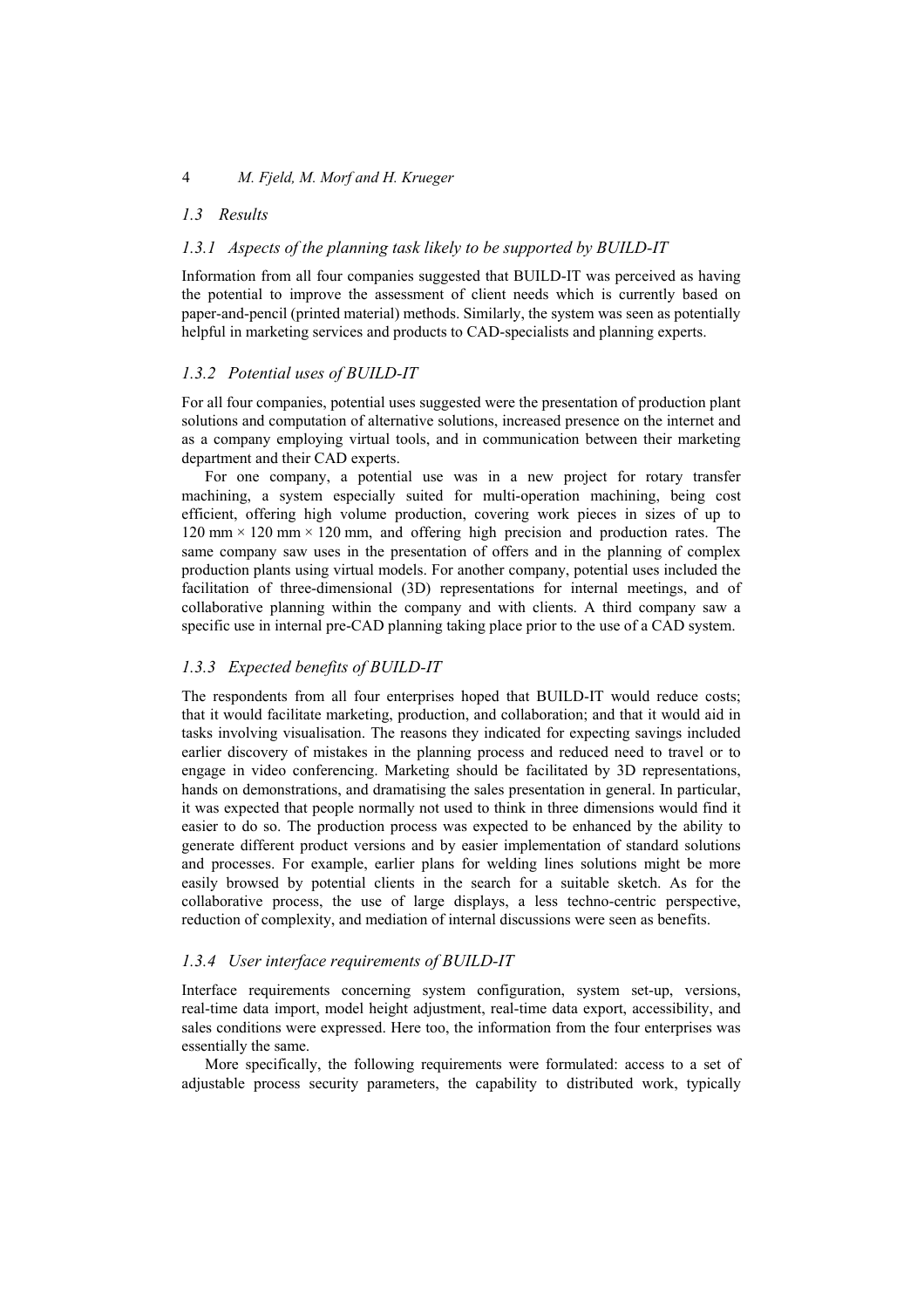## 1.3 Results

### 1.3.1 Aspects of the planning task likely to be supported by BUILD-IT

Information from all four companies suggested that BUILD-IT was perceived as having the potential to improve the assessment of client needs which is currently based on paper-and-pencil (printed material) methods. Similarly, the system was seen as potentially helpful in marketing services and products to CAD-specialists and planning experts.

### 1.3.2 Potential uses of BUILD-IT

For all four companies, potential uses suggested were the presentation of production plant solutions and computation of alternative solutions, increased presence on the internet and as a company employing virtual tools, and in communication between their marketing department and their CAD experts.

For one company, a potential use was in a new project for rotary transfer machining, a system especially suited for multi-operation machining, being cost efficient, offering high volume production, covering work pieces in sizes of up to 120 mm × 120 mm × 120 mm, and offering high precision and production rates. The same company saw uses in the presentation of offers and in the planning of complex production plants using virtual models. For another company, potential uses included the facilitation of three-dimensional (3D) representations for internal meetings, and of collaborative planning within the company and with clients. A third company saw a specific use in internal pre-CAD planning taking place prior to the use of a CAD system.

### 1.3.3 Expected benefits of BUILD-IT

The respondents from all four enterprises hoped that BUILD-IT would reduce costs; that it would facilitate marketing, production, and collaboration; and that it would aid in tasks involving visualisation. The reasons they indicated for expecting savings included earlier discovery of mistakes in the planning process and reduced need to travel or to engage in video conferencing. Marketing should be facilitated by 3D representations, hands on demonstrations, and dramatising the sales presentation in general. In particular, it was expected that people normally not used to think in three dimensions would find it easier to do so. The production process was expected to be enhanced by the ability to generate different product versions and by easier implementation of standard solutions and processes. For example, earlier plans for welding lines solutions might be more easily browsed by potential clients in the search for a suitable sketch. As for the collaborative process, the use of large displays, a less techno-centric perspective, reduction of complexity, and mediation of internal discussions were seen as benefits.

### 1.3.4 User interface requirements of BUILD-IT

Interface requirements concerning system configuration, system set-up, versions, real-time data import, model height adjustment, real-time data export, accessibility, and sales conditions were expressed. Here too, the information from the four enterprises was essentially the same.

More specifically, the following requirements were formulated: access to a set of adjustable process security parameters, the capability to distributed work, typically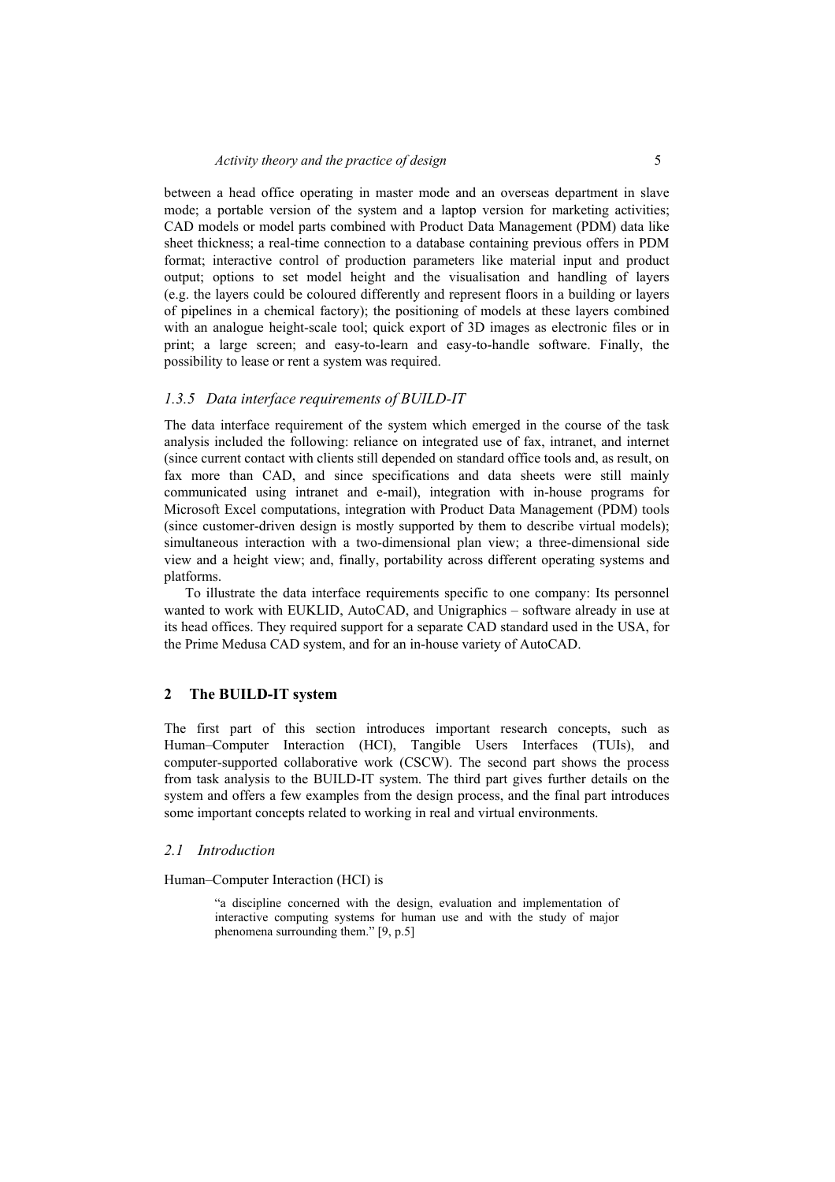between a head office operating in master mode and an overseas department in slave mode; a portable version of the system and a laptop version for marketing activities; CAD models or model parts combined with Product Data Management (PDM) data like sheet thickness; a real-time connection to a database containing previous offers in PDM format; interactive control of production parameters like material input and product output; options to set model height and the visualisation and handling of layers (e.g. the layers could be coloured differently and represent floors in a building or layers of pipelines in a chemical factory); the positioning of models at these layers combined with an analogue height-scale tool; quick export of 3D images as electronic files or in print; a large screen; and easy-to-learn and easy-to-handle software. Finally, the possibility to lease or rent a system was required.

### *1.3.5 Data interface requirements of BUILD-IT*

The data interface requirement of the system which emerged in the course of the task analysis included the following: reliance on integrated use of fax, intranet, and internet (since current contact with clients still depended on standard office tools and, as result, on fax more than CAD, and since specifications and data sheets were still mainly communicated using intranet and e-mail), integration with in-house programs for Microsoft Excel computations, integration with Product Data Management (PDM) tools (since customer-driven design is mostly supported by them to describe virtual models); simultaneous interaction with a two-dimensional plan view; a three-dimensional side view and a height view; and, finally, portability across different operating systems and platforms.

To illustrate the data interface requirements specific to one company: Its personnel wanted to work with EUKLID, AutoCAD, and Unigraphics – software already in use at its head offices. They required support for a separate CAD standard used in the USA, for the Prime Medusa CAD system, and for an in-house variety of AutoCAD.

## 2 The BUILD-IT system

The first part of this section introduces important research concepts, such as Human–Computer Interaction (HCI), Tangible Users Interfaces (TUIs), and computer-supported collaborative work (CSCW). The second part shows the process from task analysis to the BUILD-IT system. The third part gives further details on the system and offers a few examples from the design process, and the final part introduces some important concepts related to working in real and virtual environments.

### *2.1 Introduction*

Human–Computer Interaction (HCI) is

> "a discipline concerned with the design, evaluation and implementation of interactive computing systems for human use and with the study of major phenomena surrounding them." [9, p.5]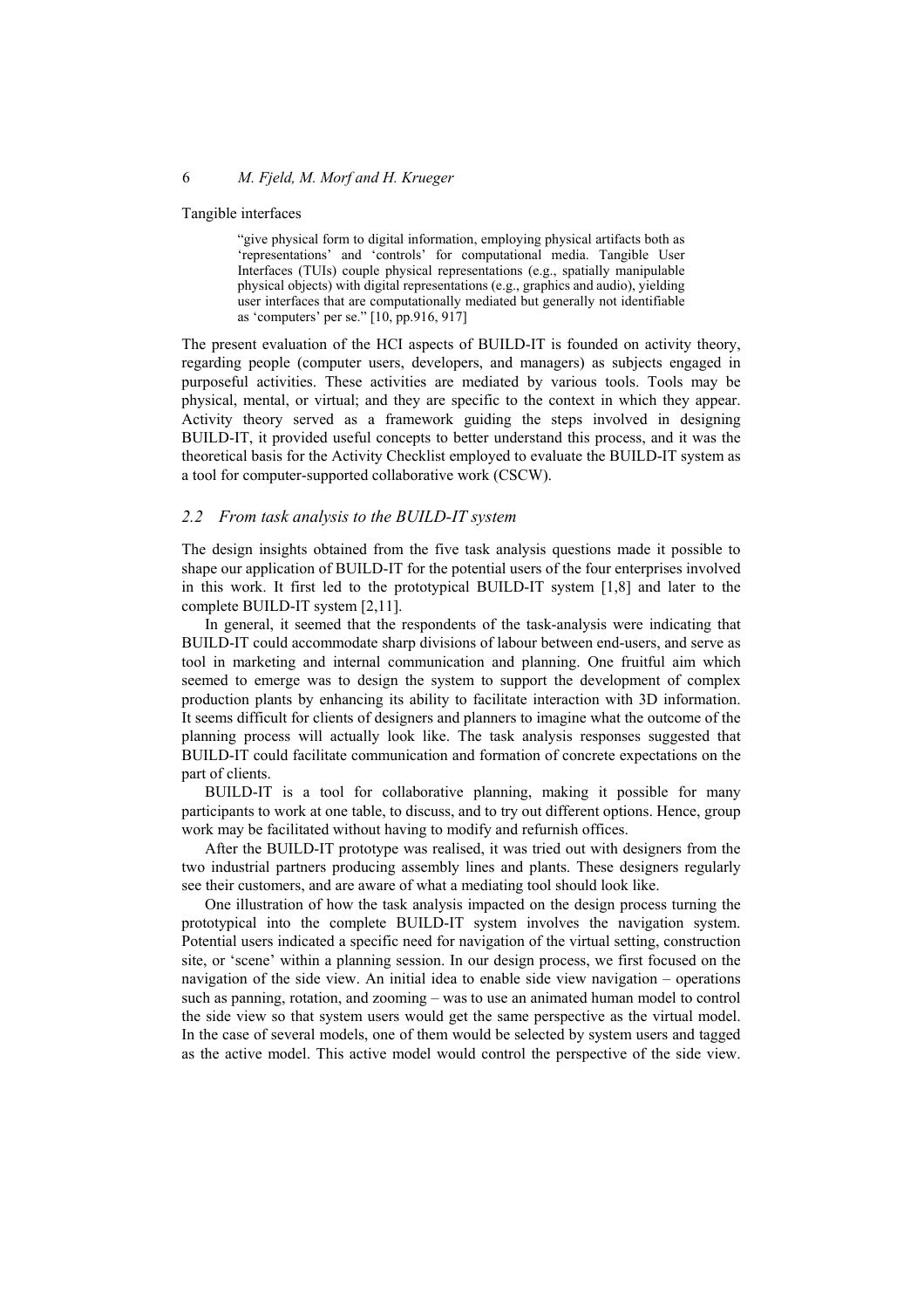Tangible interfaces

> "give physical form to digital information, employing physical artifacts both as 'representations' and 'controls' for computational media. Tangible User Interfaces (TUIs) couple physical representations (e.g., spatially manipulable physical objects) with digital representations (e.g., graphics and audio), yielding user interfaces that are computationally mediated but generally not identifiable as 'computers' per se." [10, pp.916, 917]

The present evaluation of the HCI aspects of BUILD-IT is founded on activity theory, regarding people (computer users, developers, and managers) as subjects engaged in purposeful activities. These activities are mediated by various tools. Tools may be physical, mental, or virtual; and they are specific to the context in which they appear. Activity theory served as a framework guiding the steps involved in designing BUILD-IT, it provided useful concepts to better understand this process, and it was the theoretical basis for the Activity Checklist employed to evaluate the BUILD-IT system as a tool for computer-supported collaborative work (CSCW).

### *2.2 From task analysis to the BUILD-IT system*

The design insights obtained from the five task analysis questions made it possible to shape our application of BUILD-IT for the potential users of the four enterprises involved in this work. It first led to the prototypical BUILD-IT system [1,8] and later to the complete BUILD-IT system [2,11].

In general, it seemed that the respondents of the task-analysis were indicating that BUILD-IT could accommodate sharp divisions of labour between end-users, and serve as tool in marketing and internal communication and planning. One fruitful aim which seemed to emerge was to design the system to support the development of complex production plants by enhancing its ability to facilitate interaction with 3D information. It seems difficult for clients of designers and planners to imagine what the outcome of the planning process will actually look like. The task analysis responses suggested that BUILD-IT could facilitate communication and formation of concrete expectations on the part of clients.

BUILD-IT is a tool for collaborative planning, making it possible for many participants to work at one table, to discuss, and to try out different options. Hence, group work may be facilitated without having to modify and refurnish offices.

After the BUILD-IT prototype was realised, it was tried out with designers from the two industrial partners producing assembly lines and plants. These designers regularly see their customers, and are aware of what a mediating tool should look like.

One illustration of how the task analysis impacted on the design process turning the prototypical into the complete BUILD-IT system involves the navigation system. Potential users indicated a specific need for navigation of the virtual setting, construction site, or 'scene' within a planning session. In our design process, we first focused on the navigation of the side view. An initial idea to enable side view navigation – operations such as panning, rotation, and zooming – was to use an animated human model to control the side view so that system users would get the same perspective as the virtual model. In the case of several models, one of them would be selected by system users and tagged as the active model. This active model would control the perspective of the side view.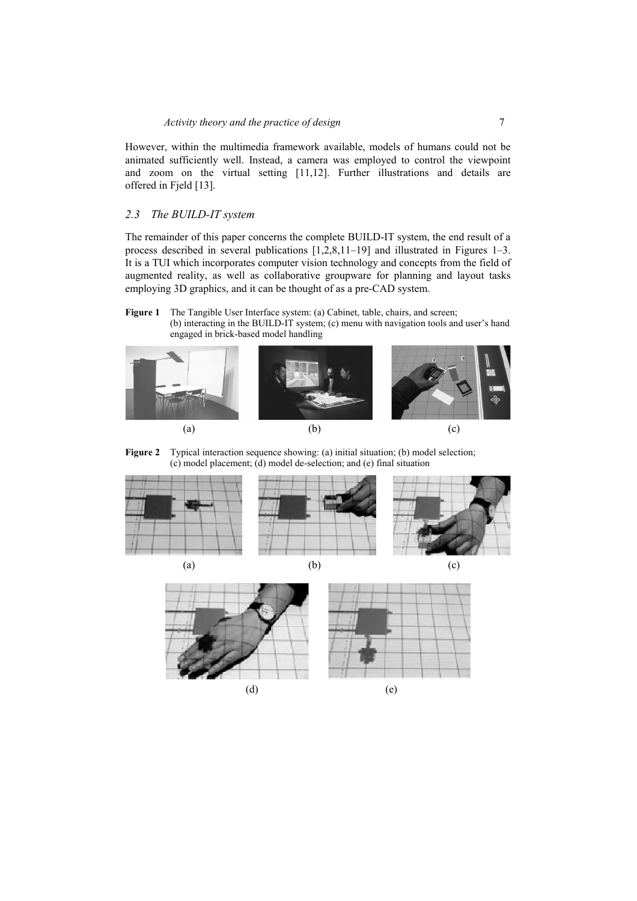However, within the multimedia framework available, models of humans could not be animated sufficiently well. Instead, a camera was employed to control the viewpoint and zoom on the virtual setting [11,12]. Further illustrations and details are offered in Fjeld [13].

### 2.3 The BUILD-IT system

The remainder of this paper concerns the complete BUILD-IT system, the end result of a process described in several publications [1,2,8,11–19] and illustrated in Figures 1–3. It is a TUI which incorporates computer vision technology and concepts from the field of augmented reality, as well as collaborative groupware for planning and layout tasks employing 3D graphics, and it can be thought of as a pre-CAD system.

**Figure 1** The Tangible User Interface system: (a) Cabinet, table, chairs, and screen; (b) interacting in the BUILD-IT system; (c) menu with navigation tools and user's hand engaged in brick-based model handling

**Figure 2** Typical interaction sequence showing: (a) initial situation; (b) model selection; (c) model placement; (d) model de-selection; and (e) final situation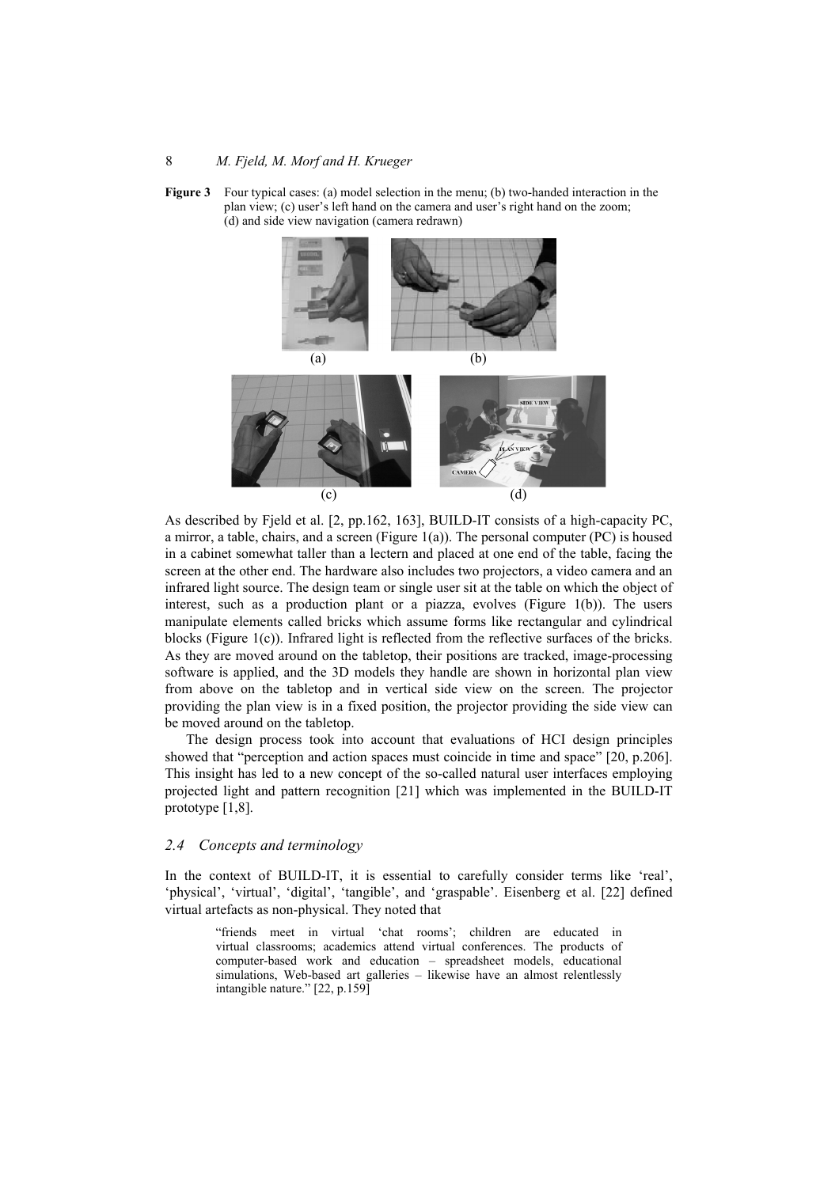**Figure 3** Four typical cases: (a) model selection in the menu; (b) two-handed interaction in the plan view; (c) user's left hand on the camera and user's right hand on the zoom; (d) and side view navigation (camera redrawn)

As described by Fjeld et al. [2, pp.162, 163], BUILD-IT consists of a high-capacity PC, a mirror, a table, chairs, and a screen (Figure 1(a)). The personal computer (PC) is housed in a cabinet somewhat taller than a lectern and placed at one end of the table, facing the screen at the other end. The hardware also includes two projectors, a video camera and an infrared light source. The design team or single user sit at the table on which the object of interest, such as a production plant or a piazza, evolves (Figure 1(b)). The users manipulate elements called bricks which assume forms like rectangular and cylindrical blocks (Figure 1(c)). Infrared light is reflected from the reflective surfaces of the bricks. As they are moved around on the tabletop, their positions are tracked, image-processing software is applied, and the 3D models they handle are shown in horizontal plan view from above on the tabletop and in vertical side view on the screen. The projector providing the plan view is in a fixed position, the projector providing the side view can be moved around on the tabletop.

The design process took into account that evaluations of HCI design principles showed that "perception and action spaces must coincide in time and space" [20, p.206]. This insight has led to a new concept of the so-called natural user interfaces employing projected light and pattern recognition [21] which was implemented in the BUILD-IT prototype [1,8].

### 2.4 Concepts and terminology

In the context of BUILD-IT, it is essential to carefully consider terms like 'real', 'physical', 'virtual', 'digital', 'tangible', and 'graspable'. Eisenberg et al. [22] defined virtual artefacts as non-physical. They noted that

> "friends meet in virtual 'chat rooms'; children are educated in virtual classrooms; academics attend virtual conferences. The products of computer-based work and education – spreadsheet models, educational simulations, Web-based art galleries – likewise have an almost relentlessly intangible nature." [22, p.159]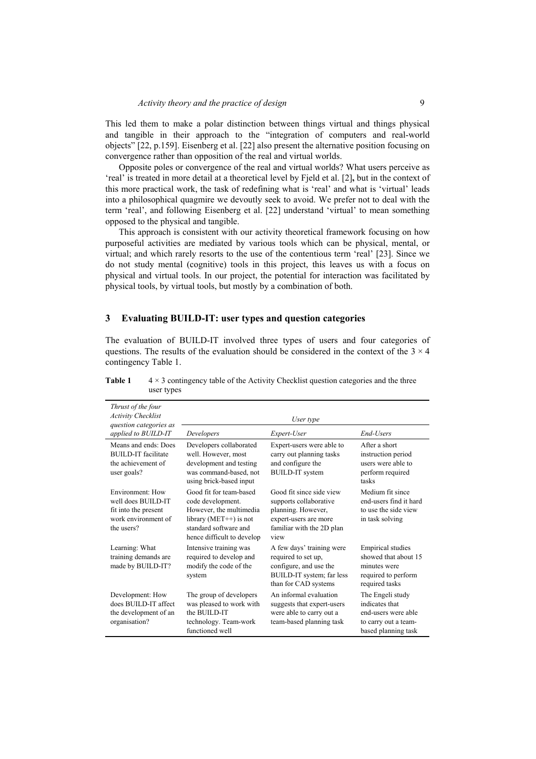This led them to make a polar distinction between things virtual and things physical and tangible in their approach to the "integration of computers and real-world objects" [22, p.159]. Eisenberg et al. [22] also present the alternative position focusing on convergence rather than opposition of the real and virtual worlds.

Opposite poles or convergence of the real and virtual worlds? What users perceive as 'real' is treated in more detail at a theoretical level by Fjeld et al. [2], but in the context of this more practical work, the task of redefining what is 'real' and what is 'virtual' leads into a philosophical quagmire we devoutly seek to avoid. We prefer not to deal with the term 'real', and following Eisenberg et al. [22] understand 'virtual' to mean something opposed to the physical and tangible.

This approach is consistent with our activity theoretical framework focusing on how purposeful activities are mediated by various tools which can be physical, mental, or virtual; and which rarely resorts to the use of the contentious term 'real' [23]. Since we do not study mental (cognitive) tools in this project, this leaves us with a focus on physical and virtual tools. In our project, the potential for interaction was facilitated by physical tools, by virtual tools, but mostly by a combination of both.

## 3 Evaluating BUILD-IT: user types and question categories

The evaluation of BUILD-IT involved three types of users and four categories of questions. The results of the evaluation should be considered in the context of the $3 \times 4$ contingency Table 1.

**Table 1** $4 \times 3$ contingency table of the Activity Checklist question categories and the three user types

| *Thrust of the four Activity Checklist question categories as applied to BUILD-IT* | *User type* | | |
|---|---|---|---|
| | *Developers* | *Expert-User* | *End-Users* |
| Means and ends: Does BUILD-IT facilitate the achievement of user goals? | Developers collaborated well. However, most development and testing was command-based, not using brick-based input | Expert-users were able to carry out planning tasks and configure the BUILD-IT system | After a short instruction period users were able to perform required tasks |
| Environment: How well does BUILD-IT fit into the present work environment of the users? | Good fit for team-based code development. However, the multimedia library (MET++) is not standard software and hence difficult to develop | Good fit since side view supports collaborative planning. However, expert-users are more familiar with the 2D plan view | Medium fit since end-users find it hard to use the side view in task solving |
| Learning: What training demands are made by BUILD-IT? | Intensive training was required to develop and modify the code of the system | A few days' training were required to set up, configure, and use the BUILD-IT system; far less than for CAD systems | Empirical studies showed that about 15 minutes were required to perform required tasks |
| Development: How does BUILD-IT affect the development of an organisation? | The group of developers was pleased to work with the BUILD-IT technology. Team-work functioned well | An informal evaluation suggests that expert-users were able to carry out a team-based planning task | The Engeli study indicates that end-users were able to carry out a team-based planning task |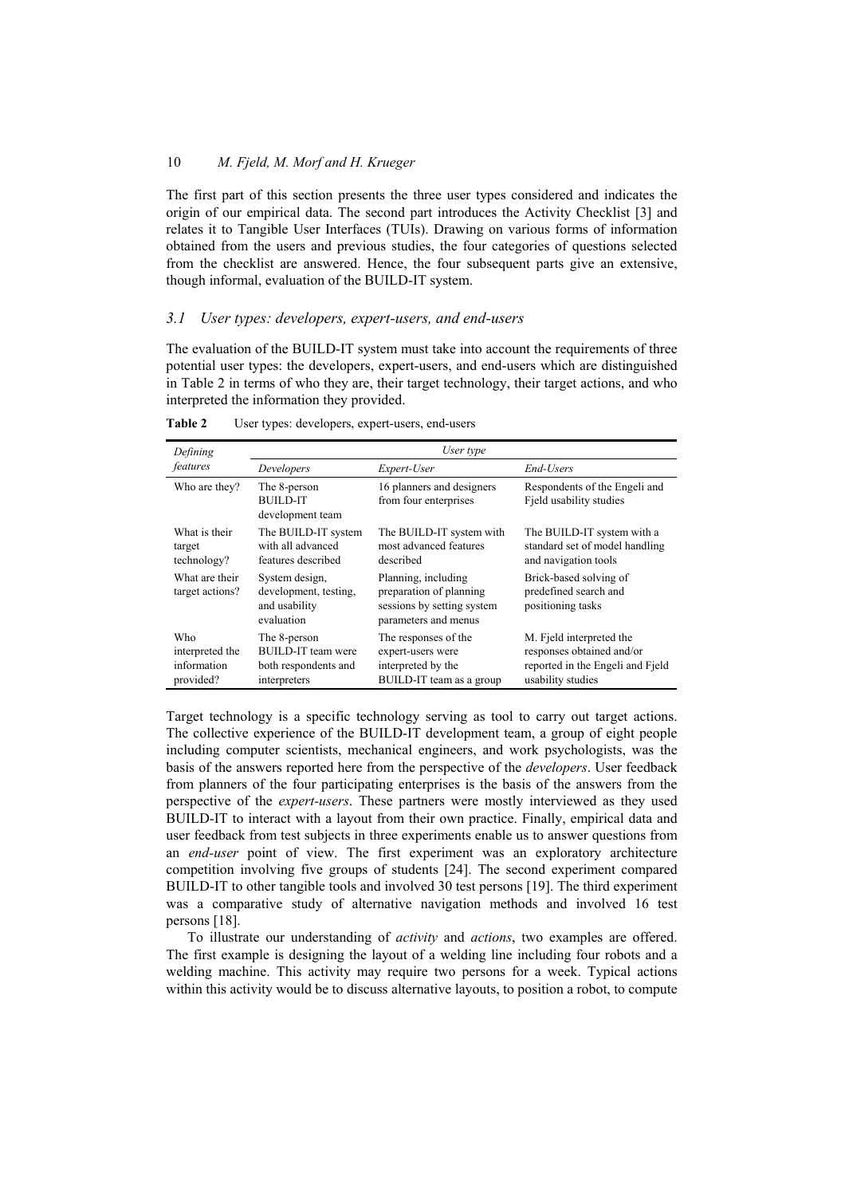The first part of this section presents the three user types considered and indicates the origin of our empirical data. The second part introduces the Activity Checklist [3] and relates it to Tangible User Interfaces (TUIs). Drawing on various forms of information obtained from the users and previous studies, the four categories of questions selected from the checklist are answered. Hence, the four subsequent parts give an extensive, though informal, evaluation of the BUILD-IT system.

### *3.1 User types: developers, expert-users, and end-users*

The evaluation of the BUILD-IT system must take into account the requirements of three potential user types: the developers, expert-users, and end-users which are distinguished in Table 2 in terms of who they are, their target technology, their target actions, and who interpreted the information they provided.

**Table 2** User types: developers, expert-users, end-users

| *Defining features* | *User type* | | |
|---|---|---|---|
| | *Developers* | *Expert-User* | *End-Users* |
| Who are they? | The 8-person BUILD-IT development team | 16 planners and designers from four enterprises | Respondents of the Engeli and Fjeld usability studies |
| What is their target technology? | The BUILD-IT system with all advanced features described | The BUILD-IT system with most advanced features described | The BUILD-IT system with a standard set of model handling and navigation tools |
| What are their target actions? | System design, development, testing, and usability evaluation | Planning, including preparation of planning sessions by setting system parameters and menus | Brick-based solving of predefined search and positioning tasks |
| Who interpreted the information provided? | The 8-person BUILD-IT team were both respondents and interpreters | The responses of the expert-users were interpreted by the BUILD-IT team as a group | M. Fjeld interpreted the responses obtained and/or reported in the Engeli and Fjeld usability studies |

Target technology is a specific technology serving as tool to carry out target actions. The collective experience of the BUILD-IT development team, a group of eight people including computer scientists, mechanical engineers, and work psychologists, was the basis of the answers reported here from the perspective of the *developers*. User feedback from planners of the four participating enterprises is the basis of the answers from the perspective of the *expert-users*. These partners were mostly interviewed as they used BUILD-IT to interact with a layout from their own practice. Finally, empirical data and user feedback from test subjects in three experiments enable us to answer questions from an *end-user* point of view. The first experiment was an exploratory architecture competition involving five groups of students [24]. The second experiment compared BUILD-IT to other tangible tools and involved 30 test persons [19]. The third experiment was a comparative study of alternative navigation methods and involved 16 test persons [18].

To illustrate our understanding of *activity* and *actions*, two examples are offered. The first example is designing the layout of a welding line including four robots and a welding machine. This activity may require two persons for a week. Typical actions within this activity would be to discuss alternative layouts, to position a robot, to compute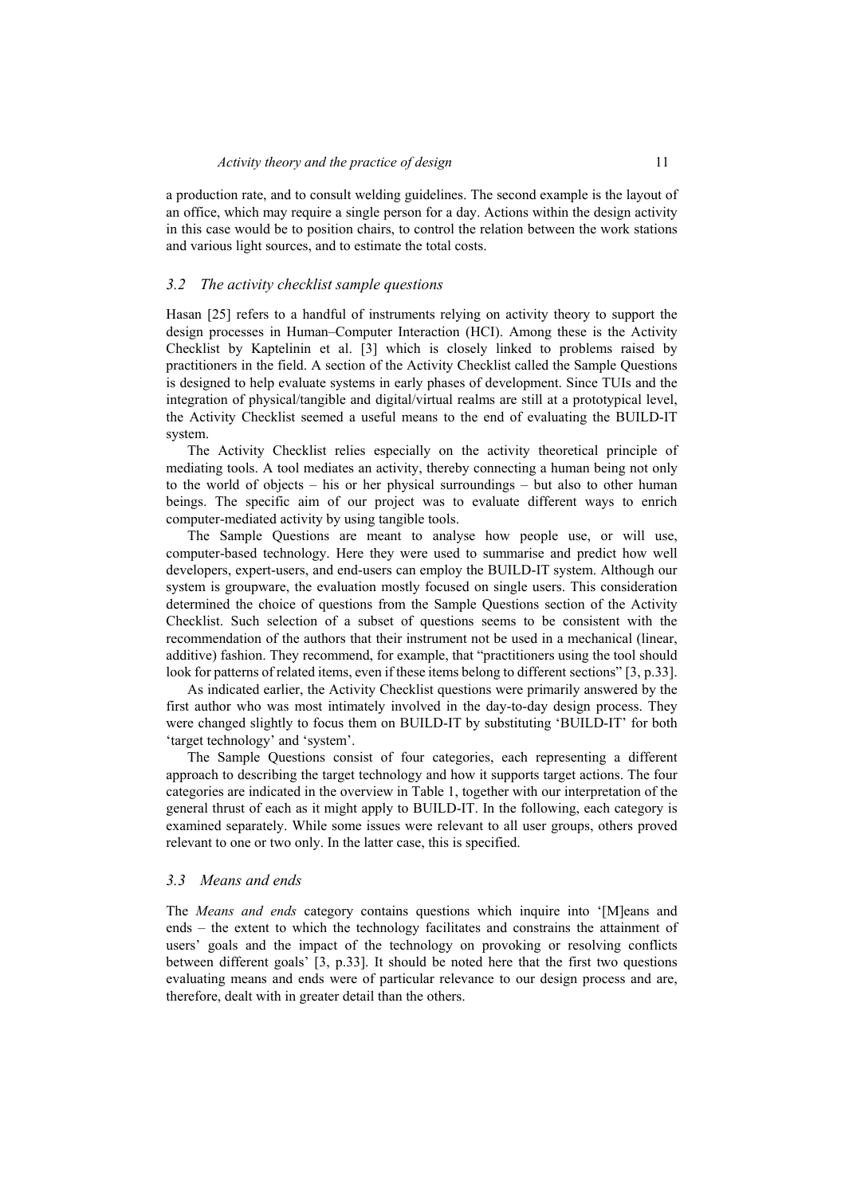a production rate, and to consult welding guidelines. The second example is the layout of an office, which may require a single person for a day. Actions within the design activity in this case would be to position chairs, to control the relation between the work stations and various light sources, and to estimate the total costs.

### *3.2 The activity checklist sample questions*

Hasan [25] refers to a handful of instruments relying on activity theory to support the design processes in Human–Computer Interaction (HCI). Among these is the Activity Checklist by Kaptelinin et al. [3] which is closely linked to problems raised by practitioners in the field. A section of the Activity Checklist called the Sample Questions is designed to help evaluate systems in early phases of development. Since TUIs and the integration of physical/tangible and digital/virtual realms are still at a prototypical level, the Activity Checklist seemed a useful means to the end of evaluating the BUILD-IT system.

The Activity Checklist relies especially on the activity theoretical principle of mediating tools. A tool mediates an activity, thereby connecting a human being not only to the world of objects – his or her physical surroundings – but also to other human beings. The specific aim of our project was to evaluate different ways to enrich computer-mediated activity by using tangible tools.

The Sample Questions are meant to analyse how people use, or will use, computer-based technology. Here they were used to summarise and predict how well developers, expert-users, and end-users can employ the BUILD-IT system. Although our system is groupware, the evaluation mostly focused on single users. This consideration determined the choice of questions from the Sample Questions section of the Activity Checklist. Such selection of a subset of questions seems to be consistent with the recommendation of the authors that their instrument not be used in a mechanical (linear, additive) fashion. They recommend, for example, that "practitioners using the tool should look for patterns of related items, even if these items belong to different sections" [3, p.33].

As indicated earlier, the Activity Checklist questions were primarily answered by the first author who was most intimately involved in the day-to-day design process. They were changed slightly to focus them on BUILD-IT by substituting 'BUILD-IT' for both 'target technology' and 'system'.

The Sample Questions consist of four categories, each representing a different approach to describing the target technology and how it supports target actions. The four categories are indicated in the overview in Table 1, together with our interpretation of the general thrust of each as it might apply to BUILD-IT. In the following, each category is examined separately. While some issues were relevant to all user groups, others proved relevant to one or two only. In the latter case, this is specified.

### *3.3 Means and ends*

The *Means and ends* category contains questions which inquire into '[M]eans and ends – the extent to which the technology facilitates and constrains the attainment of users' goals and the impact of the technology on provoking or resolving conflicts between different goals' [3, p.33]. It should be noted here that the first two questions evaluating means and ends were of particular relevance to our design process and are, therefore, dealt with in greater detail than the others.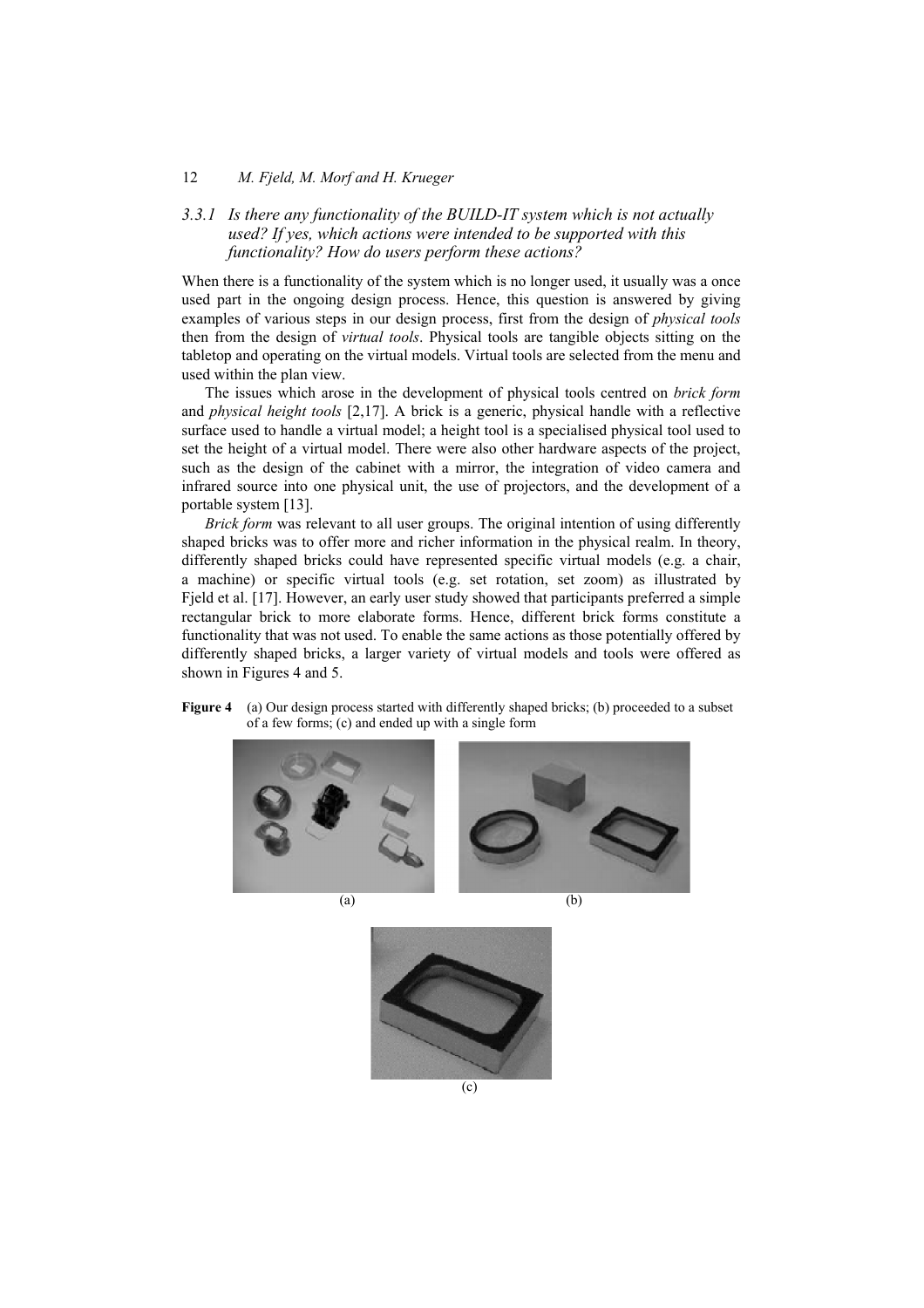### 3.3.1 *Is there any functionality of the BUILD-IT system which is not actually used? If yes, which actions were intended to be supported with this functionality? How do users perform these actions?*

When there is a functionality of the system which is no longer used, it usually was a once used part in the ongoing design process. Hence, this question is answered by giving examples of various steps in our design process, first from the design of *physical tools* then from the design of *virtual tools*. Physical tools are tangible objects sitting on the tabletop and operating on the virtual models. Virtual tools are selected from the menu and used within the plan view.

The issues which arose in the development of physical tools centred on *brick form* and *physical height tools* [2,17]. A brick is a generic, physical handle with a reflective surface used to handle a virtual model; a height tool is a specialised physical tool used to set the height of a virtual model. There were also other hardware aspects of the project, such as the design of the cabinet with a mirror, the integration of video camera and infrared source into one physical unit, the use of projectors, and the development of a portable system [13].

*Brick form* was relevant to all user groups. The original intention of using differently shaped bricks was to offer more and richer information in the physical realm. In theory, differently shaped bricks could have represented specific virtual models (e.g. a chair, a machine) or specific virtual tools (e.g. set rotation, set zoom) as illustrated by Fjeld et al. [17]. However, an early user study showed that participants preferred a simple rectangular brick to more elaborate forms. Hence, different brick forms constitute a functionality that was not used. To enable the same actions as those potentially offered by differently shaped bricks, a larger variety of virtual models and tools were offered as shown in Figures 4 and 5.

**Figure 4** (a) Our design process started with differently shaped bricks; (b) proceeded to a subset of a few forms; (c) and ended up with a single form

(a)

(b)

(c)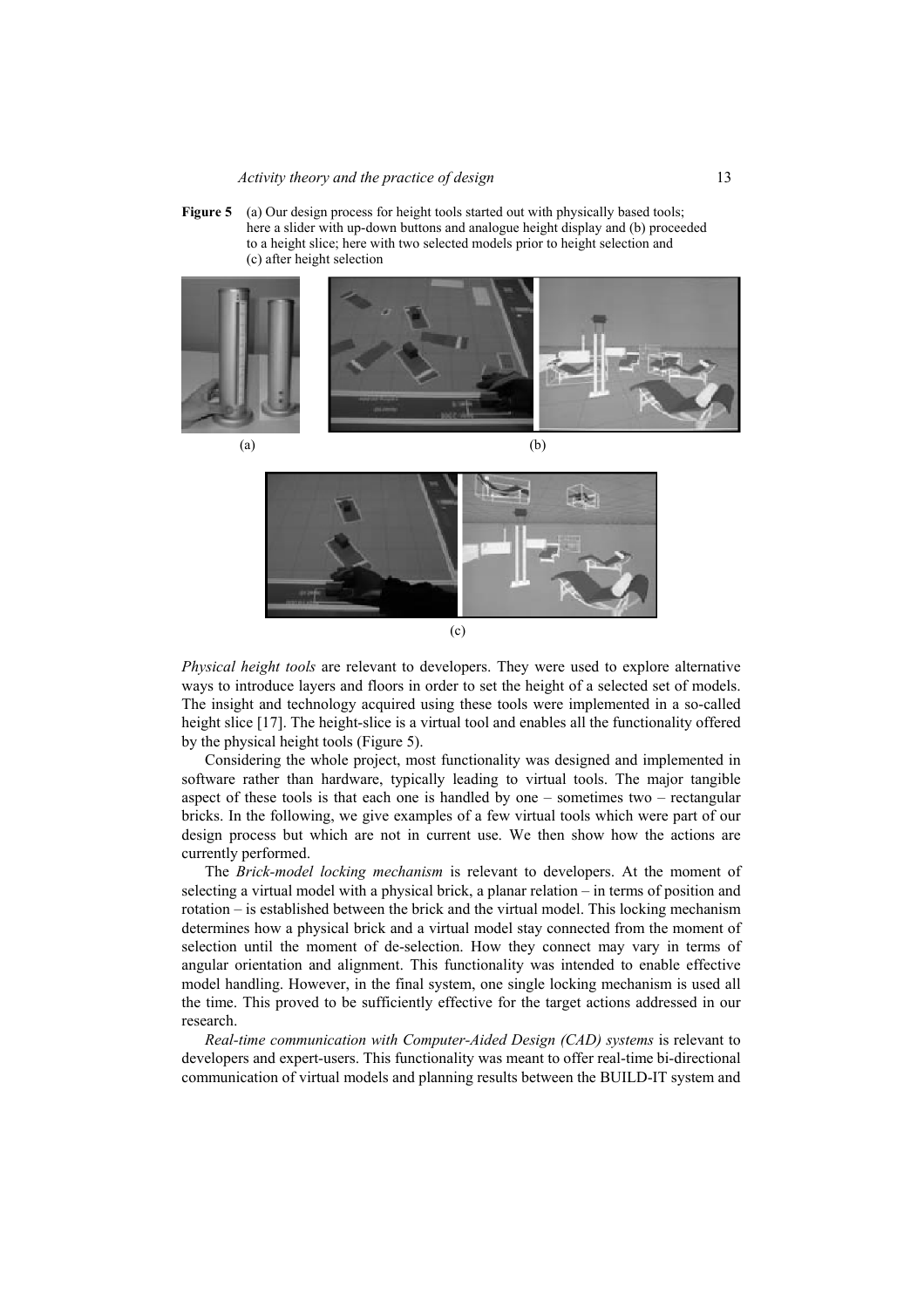**Figure 5** (a) Our design process for height tools started out with physically based tools; here a slider with up-down buttons and analogue height display and (b) proceeded to a height slice; here with two selected models prior to height selection and (c) after height selection

*Physical height tools* are relevant to developers. They were used to explore alternative ways to introduce layers and floors in order to set the height of a selected set of models. The insight and technology acquired using these tools were implemented in a so-called height slice [17]. The height-slice is a virtual tool and enables all the functionality offered by the physical height tools (Figure 5).

Considering the whole project, most functionality was designed and implemented in software rather than hardware, typically leading to virtual tools. The major tangible aspect of these tools is that each one is handled by one – sometimes two – rectangular bricks. In the following, we give examples of a few virtual tools which were part of our design process but which are not in current use. We then show how the actions are currently performed.

The *Brick-model locking mechanism* is relevant to developers. At the moment of selecting a virtual model with a physical brick, a planar relation – in terms of position and rotation – is established between the brick and the virtual model. This locking mechanism determines how a physical brick and a virtual model stay connected from the moment of selection until the moment of de-selection. How they connect may vary in terms of angular orientation and alignment. This functionality was intended to enable effective model handling. However, in the final system, one single locking mechanism is used all the time. This proved to be sufficiently effective for the target actions addressed in our research.

*Real-time communication with Computer-Aided Design (CAD) systems* is relevant to developers and expert-users. This functionality was meant to offer real-time bi-directional communication of virtual models and planning results between the BUILD-IT system and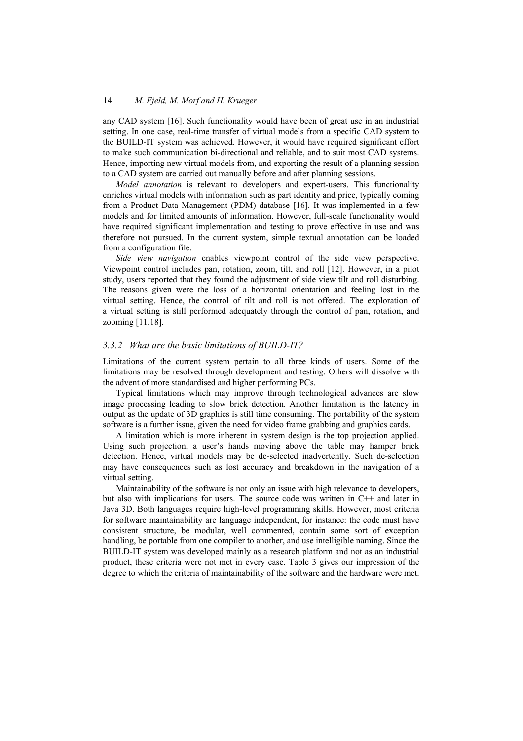any CAD system [16]. Such functionality would have been of great use in an industrial setting. In one case, real-time transfer of virtual models from a specific CAD system to the BUILD-IT system was achieved. However, it would have required significant effort to make such communication bi-directional and reliable, and to suit most CAD systems. Hence, importing new virtual models from, and exporting the result of a planning session to a CAD system are carried out manually before and after planning sessions.

*Model annotation* is relevant to developers and expert-users. This functionality enriches virtual models with information such as part identity and price, typically coming from a Product Data Management (PDM) database [16]. It was implemented in a few models and for limited amounts of information. However, full-scale functionality would have required significant implementation and testing to prove effective in use and was therefore not pursued. In the current system, simple textual annotation can be loaded from a configuration file.

*Side view navigation* enables viewpoint control of the side view perspective. Viewpoint control includes pan, rotation, zoom, tilt, and roll [12]. However, in a pilot study, users reported that they found the adjustment of side view tilt and roll disturbing. The reasons given were the loss of a horizontal orientation and feeling lost in the virtual setting. Hence, the control of tilt and roll is not offered. The exploration of a virtual setting is still performed adequately through the control of pan, rotation, and zooming [11,18].

### *3.3.2 What are the basic limitations of BUILD-IT?*

Limitations of the current system pertain to all three kinds of users. Some of the limitations may be resolved through development and testing. Others will dissolve with the advent of more standardised and higher performing PCs.

Typical limitations which may improve through technological advances are slow image processing leading to slow brick detection. Another limitation is the latency in output as the update of 3D graphics is still time consuming. The portability of the system software is a further issue, given the need for video frame grabbing and graphics cards.

A limitation which is more inherent in system design is the top projection applied. Using such projection, a user's hands moving above the table may hamper brick detection. Hence, virtual models may be de-selected inadvertently. Such de-selection may have consequences such as lost accuracy and breakdown in the navigation of a virtual setting.

Maintainability of the software is not only an issue with high relevance to developers, but also with implications for users. The source code was written in C++ and later in Java 3D. Both languages require high-level programming skills. However, most criteria for software maintainability are language independent, for instance: the code must have consistent structure, be modular, well commented, contain some sort of exception handling, be portable from one compiler to another, and use intelligible naming. Since the BUILD-IT system was developed mainly as a research platform and not as an industrial product, these criteria were not met in every case. Table 3 gives our impression of the degree to which the criteria of maintainability of the software and the hardware were met.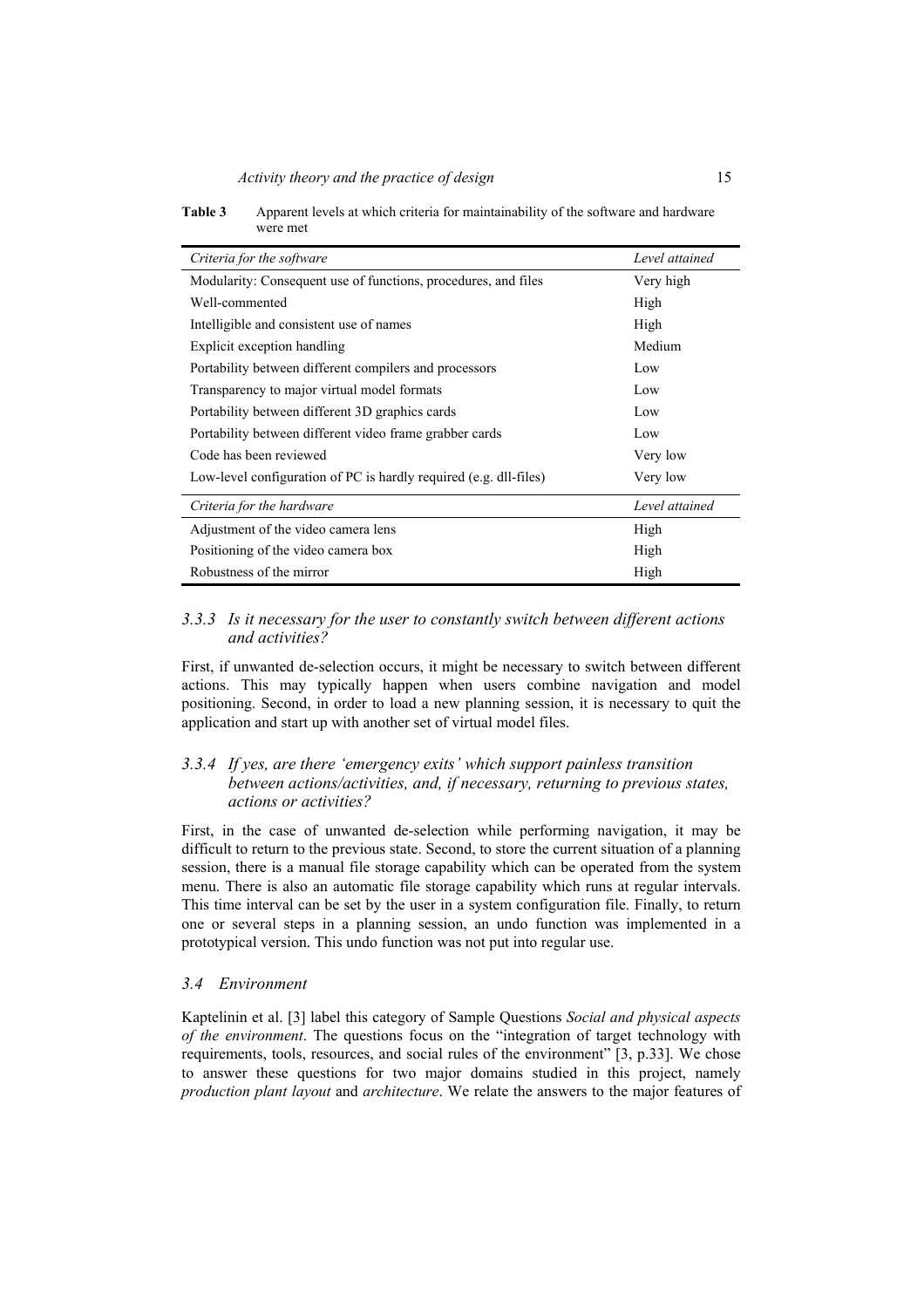**Table 3** Apparent levels at which criteria for maintainability of the software and hardware were met

| *Criteria for the software* | *Level attained* |
|---|---|
| Modularity: Consequent use of functions, procedures, and files | Very high |
| Well-commented | High |
| Intelligible and consistent use of names | High |
| Explicit exception handling | Medium |
| Portability between different compilers and processors | Low |
| Transparency to major virtual model formats | Low |
| Portability between different 3D graphics cards | Low |
| Portability between different video frame grabber cards | Low |
| Code has been reviewed | Very low |
| Low-level configuration of PC is hardly required (e.g. dll-files) | Very low |
| *Criteria for the hardware* | *Level attained* |
| Adjustment of the video camera lens | High |
| Positioning of the video camera box | High |
| Robustness of the mirror | High |

### *3.3.3 Is it necessary for the user to constantly switch between different actions and activities?*

First, if unwanted de-selection occurs, it might be necessary to switch between different actions. This may typically happen when users combine navigation and model positioning. Second, in order to load a new planning session, it is necessary to quit the application and start up with another set of virtual model files.

### *3.3.4 If yes, are there 'emergency exits' which support painless transition between actions/activities, and, if necessary, returning to previous states, actions or activities?*

First, in the case of unwanted de-selection while performing navigation, it may be difficult to return to the previous state. Second, to store the current situation of a planning session, there is a manual file storage capability which can be operated from the system menu. There is also an automatic file storage capability which runs at regular intervals. This time interval can be set by the user in a system configuration file. Finally, to return one or several steps in a planning session, an undo function was implemented in a prototypical version. This undo function was not put into regular use.

## *3.4 Environment*

Kaptelinin et al. [3] label this category of Sample Questions *Social and physical aspects of the environment*. The questions focus on the "integration of target technology with requirements, tools, resources, and social rules of the environment" [3, p.33]. We chose to answer these questions for two major domains studied in this project, namely *production plant layout* and *architecture*. We relate the answers to the major features of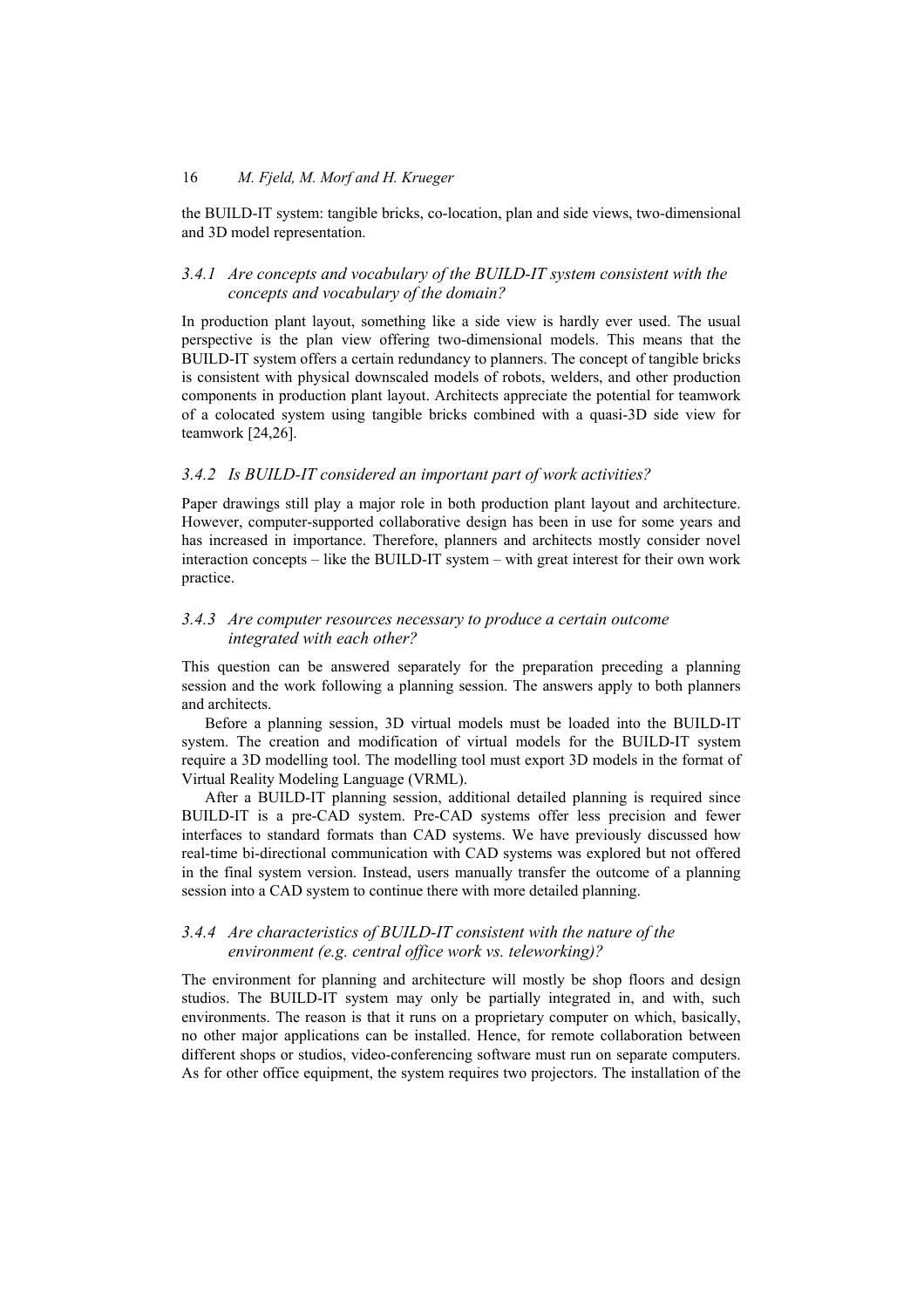the BUILD-IT system: tangible bricks, co-location, plan and side views, two-dimensional and 3D model representation.

### *3.4.1 Are concepts and vocabulary of the BUILD-IT system consistent with the concepts and vocabulary of the domain?*

In production plant layout, something like a side view is hardly ever used. The usual perspective is the plan view offering two-dimensional models. This means that the BUILD-IT system offers a certain redundancy to planners. The concept of tangible bricks is consistent with physical downscaled models of robots, welders, and other production components in production plant layout. Architects appreciate the potential for teamwork of a colocated system using tangible bricks combined with a quasi-3D side view for teamwork [24,26].

### *3.4.2 Is BUILD-IT considered an important part of work activities?*

Paper drawings still play a major role in both production plant layout and architecture. However, computer-supported collaborative design has been in use for some years and has increased in importance. Therefore, planners and architects mostly consider novel interaction concepts – like the BUILD-IT system – with great interest for their own work practice.

### *3.4.3 Are computer resources necessary to produce a certain outcome integrated with each other?*

This question can be answered separately for the preparation preceding a planning session and the work following a planning session. The answers apply to both planners and architects.

Before a planning session, 3D virtual models must be loaded into the BUILD-IT system. The creation and modification of virtual models for the BUILD-IT system require a 3D modelling tool. The modelling tool must export 3D models in the format of Virtual Reality Modeling Language (VRML).

After a BUILD-IT planning session, additional detailed planning is required since BUILD-IT is a pre-CAD system. Pre-CAD systems offer less precision and fewer interfaces to standard formats than CAD systems. We have previously discussed how real-time bi-directional communication with CAD systems was explored but not offered in the final system version. Instead, users manually transfer the outcome of a planning session into a CAD system to continue there with more detailed planning.

### *3.4.4 Are characteristics of BUILD-IT consistent with the nature of the environment (e.g. central office work vs. teleworking)?*

The environment for planning and architecture will mostly be shop floors and design studios. The BUILD-IT system may only be partially integrated in, and with, such environments. The reason is that it runs on a proprietary computer on which, basically, no other major applications can be installed. Hence, for remote collaboration between different shops or studios, video-conferencing software must run on separate computers. As for other office equipment, the system requires two projectors. The installation of the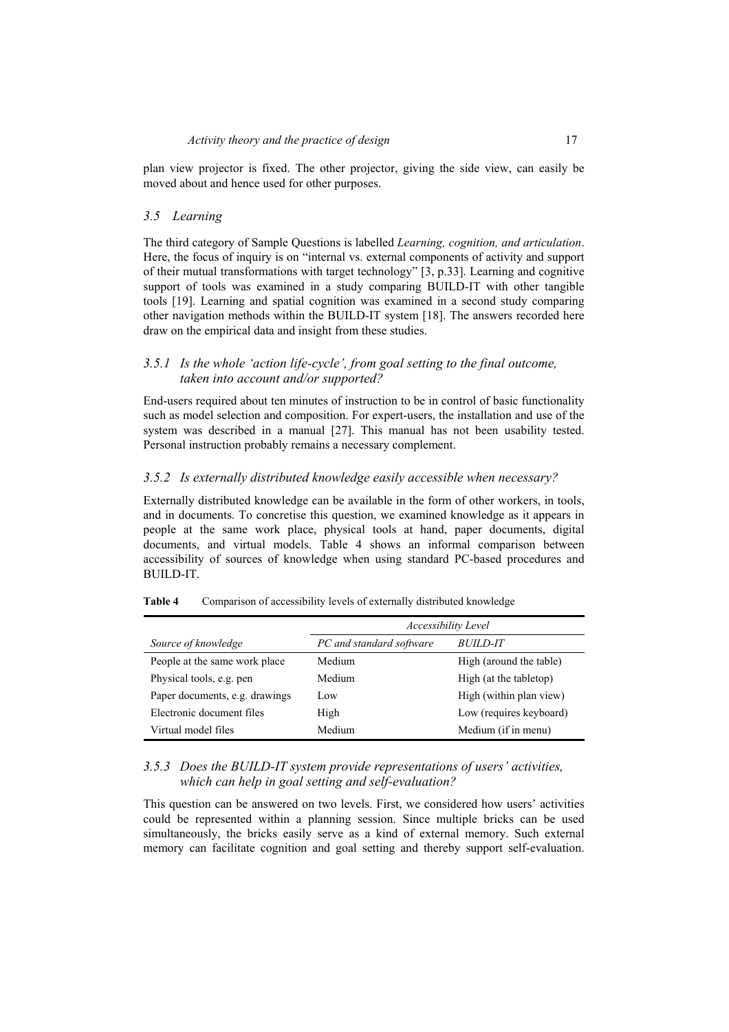plan view projector is fixed. The other projector, giving the side view, can easily be moved about and hence used for other purposes.

### 3.5 *Learning*

The third category of Sample Questions is labelled *Learning, cognition, and articulation*. Here, the focus of inquiry is on "internal vs. external components of activity and support of their mutual transformations with target technology" [3, p.33]. Learning and cognitive support of tools was examined in a study comparing BUILD-IT with other tangible tools [19]. Learning and spatial cognition was examined in a second study comparing other navigation methods within the BUILD-IT system [18]. The answers recorded here draw on the empirical data and insight from these studies.

#### 3.5.1 *Is the whole 'action life-cycle', from goal setting to the final outcome, taken into account and/or supported?*

End-users required about ten minutes of instruction to be in control of basic functionality such as model selection and composition. For expert-users, the installation and use of the system was described in a manual [27]. This manual has not been usability tested. Personal instruction probably remains a necessary complement.

#### 3.5.2 *Is externally distributed knowledge easily accessible when necessary?*

Externally distributed knowledge can be available in the form of other workers, in tools, and in documents. To concretise this question, we examined knowledge as it appears in people at the same work place, physical tools at hand, paper documents, digital documents, and virtual models. Table 4 shows an informal comparison between accessibility of sources of knowledge when using standard PC-based procedures and BUILD-IT.

**Table 4** Comparison of accessibility levels of externally distributed knowledge

| | *Accessibility Level* | |
|---|---|---|
| *Source of knowledge* | *PC and standard software* | *BUILD-IT* |
| People at the same work place | Medium | High (around the table) |
| Physical tools, e.g. pen | Medium | High (at the tabletop) |
| Paper documents, e.g. drawings | Low | High (within plan view) |
| Electronic document files | High | Low (requires keyboard) |
| Virtual model files | Medium | Medium (if in menu) |

#### 3.5.3 *Does the BUILD-IT system provide representations of users' activities, which can help in goal setting and self-evaluation?*

This question can be answered on two levels. First, we considered how users' activities could be represented within a planning session. Since multiple bricks can be used simultaneously, the bricks easily serve as a kind of external memory. Such external memory can facilitate cognition and goal setting and thereby support self-evaluation.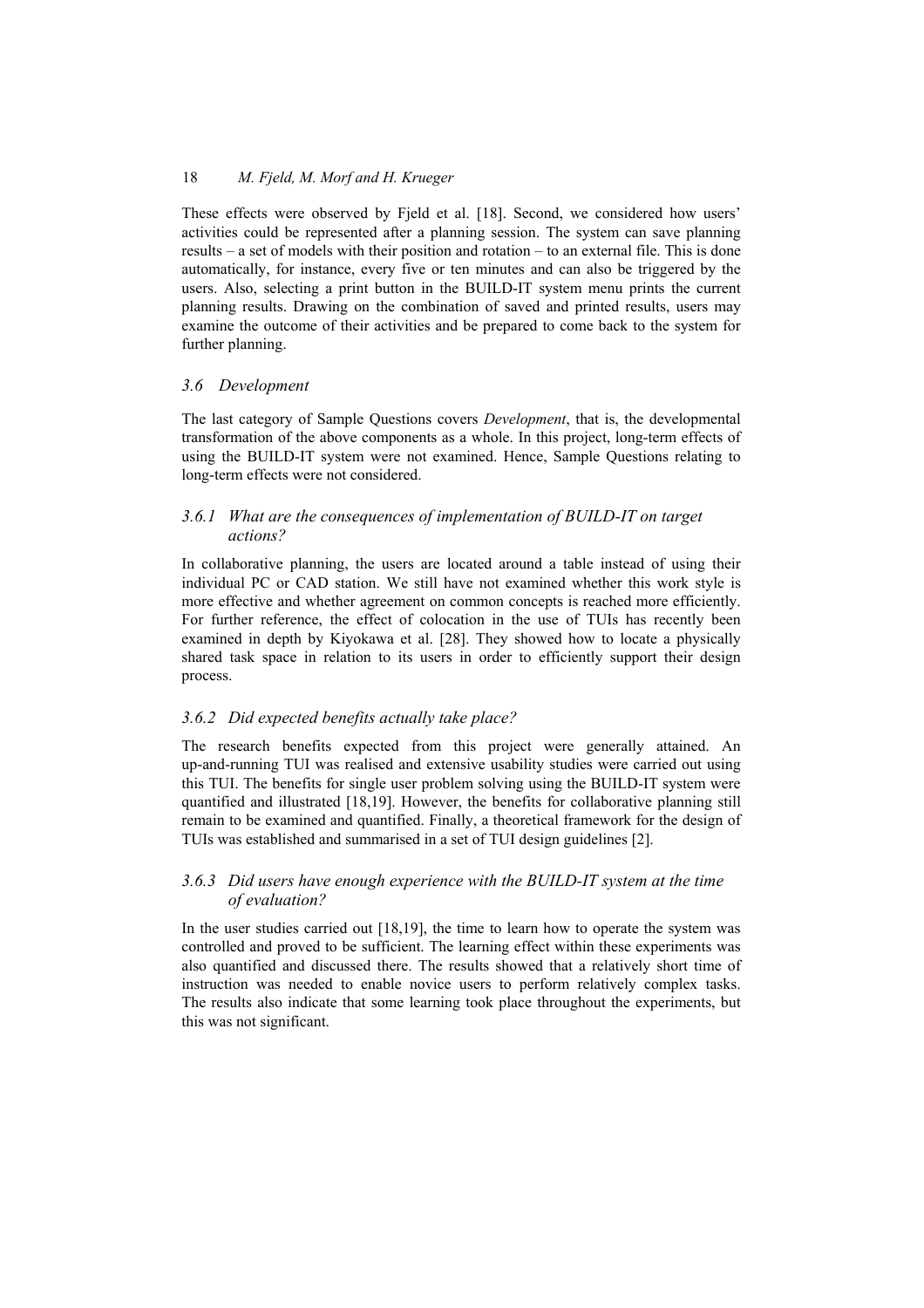These effects were observed by Fjeld et al. [18]. Second, we considered how users' activities could be represented after a planning session. The system can save planning results – a set of models with their position and rotation – to an external file. This is done automatically, for instance, every five or ten minutes and can also be triggered by the users. Also, selecting a print button in the BUILD-IT system menu prints the current planning results. Drawing on the combination of saved and printed results, users may examine the outcome of their activities and be prepared to come back to the system for further planning.

### *3.6 Development*

The last category of Sample Questions covers *Development*, that is, the developmental transformation of the above components as a whole. In this project, long-term effects of using the BUILD-IT system were not examined. Hence, Sample Questions relating to long-term effects were not considered.

#### *3.6.1 What are the consequences of implementation of BUILD-IT on target actions?*

In collaborative planning, the users are located around a table instead of using their individual PC or CAD station. We still have not examined whether this work style is more effective and whether agreement on common concepts is reached more efficiently. For further reference, the effect of colocation in the use of TUIs has recently been examined in depth by Kiyokawa et al. [28]. They showed how to locate a physically shared task space in relation to its users in order to efficiently support their design process.

#### *3.6.2 Did expected benefits actually take place?*

The research benefits expected from this project were generally attained. An up-and-running TUI was realised and extensive usability studies were carried out using this TUI. The benefits for single user problem solving using the BUILD-IT system were quantified and illustrated [18,19]. However, the benefits for collaborative planning still remain to be examined and quantified. Finally, a theoretical framework for the design of TUIs was established and summarised in a set of TUI design guidelines [2].

#### *3.6.3 Did users have enough experience with the BUILD-IT system at the time of evaluation?*

In the user studies carried out [18,19], the time to learn how to operate the system was controlled and proved to be sufficient. The learning effect within these experiments was also quantified and discussed there. The results showed that a relatively short time of instruction was needed to enable novice users to perform relatively complex tasks. The results also indicate that some learning took place throughout the experiments, but this was not significant.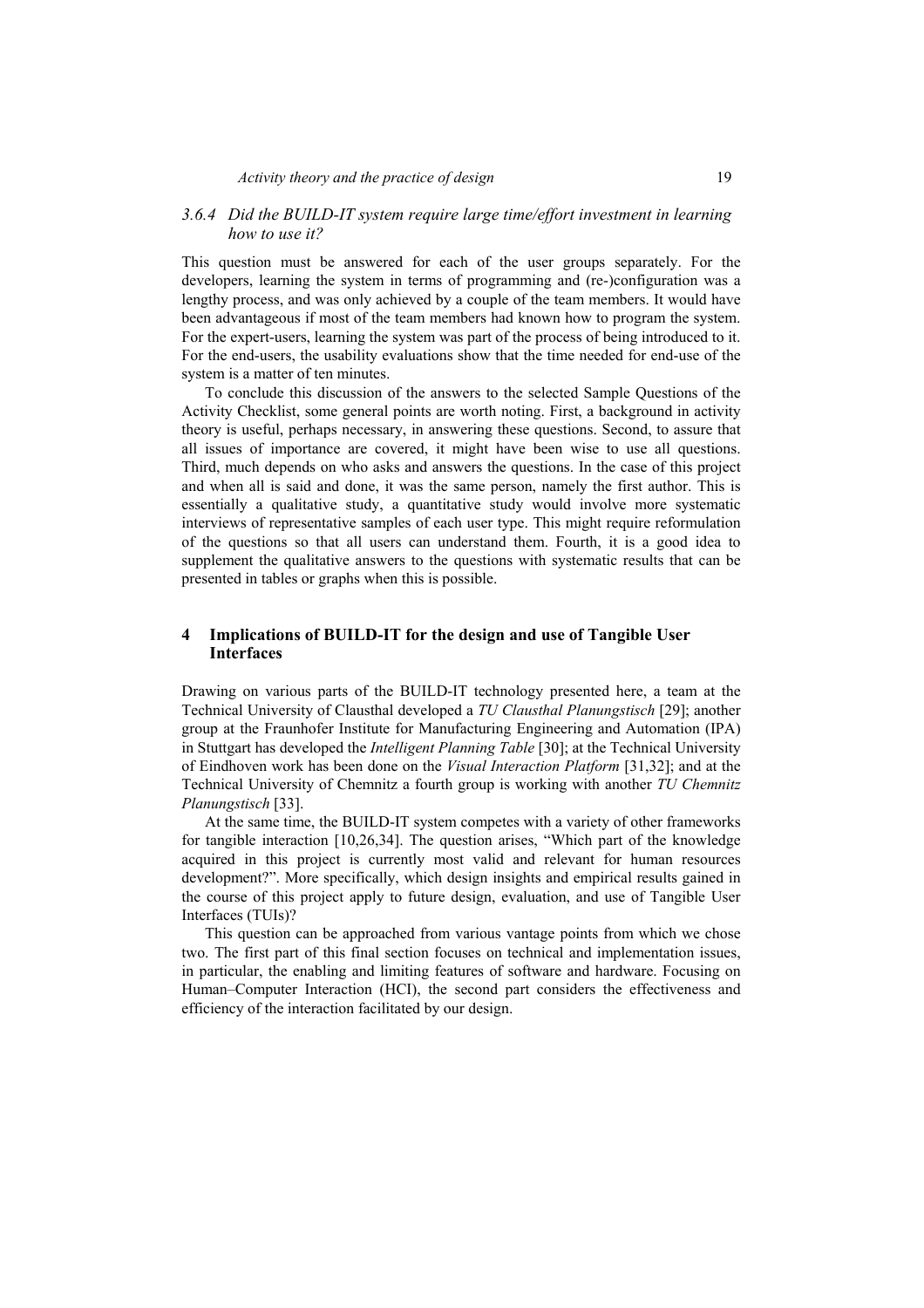### 3.6.4 *Did the BUILD-IT system require large time/effort investment in learning how to use it?*

This question must be answered for each of the user groups separately. For the developers, learning the system in terms of programming and (re-)configuration was a lengthy process, and was only achieved by a couple of the team members. It would have been advantageous if most of the team members had known how to program the system. For the expert-users, learning the system was part of the process of being introduced to it. For the end-users, the usability evaluations show that the time needed for end-use of the system is a matter of ten minutes.

To conclude this discussion of the answers to the selected Sample Questions of the Activity Checklist, some general points are worth noting. First, a background in activity theory is useful, perhaps necessary, in answering these questions. Second, to assure that all issues of importance are covered, it might have been wise to use all questions. Third, much depends on who asks and answers the questions. In the case of this project and when all is said and done, it was the same person, namely the first author. This is essentially a qualitative study, a quantitative study would involve more systematic interviews of representative samples of each user type. This might require reformulation of the questions so that all users can understand them. Fourth, it is a good idea to supplement the qualitative answers to the questions with systematic results that can be presented in tables or graphs when this is possible.

## 4 Implications of BUILD-IT for the design and use of Tangible User Interfaces

Drawing on various parts of the BUILD-IT technology presented here, a team at the Technical University of Clausthal developed a *TU Clausthal Planungstisch* [29]; another group at the Fraunhofer Institute for Manufacturing Engineering and Automation (IPA) in Stuttgart has developed the *Intelligent Planning Table* [30]; at the Technical University of Eindhoven work has been done on the *Visual Interaction Platform* [31,32]; and at the Technical University of Chemnitz a fourth group is working with another *TU Chemnitz Planungstisch* [33].

At the same time, the BUILD-IT system competes with a variety of other frameworks for tangible interaction [10,26,34]. The question arises, "Which part of the knowledge acquired in this project is currently most valid and relevant for human resources development?". More specifically, which design insights and empirical results gained in the course of this project apply to future design, evaluation, and use of Tangible User Interfaces (TUIs)?

This question can be approached from various vantage points from which we chose two. The first part of this final section focuses on technical and implementation issues, in particular, the enabling and limiting features of software and hardware. Focusing on Human–Computer Interaction (HCI), the second part considers the effectiveness and efficiency of the interaction facilitated by our design.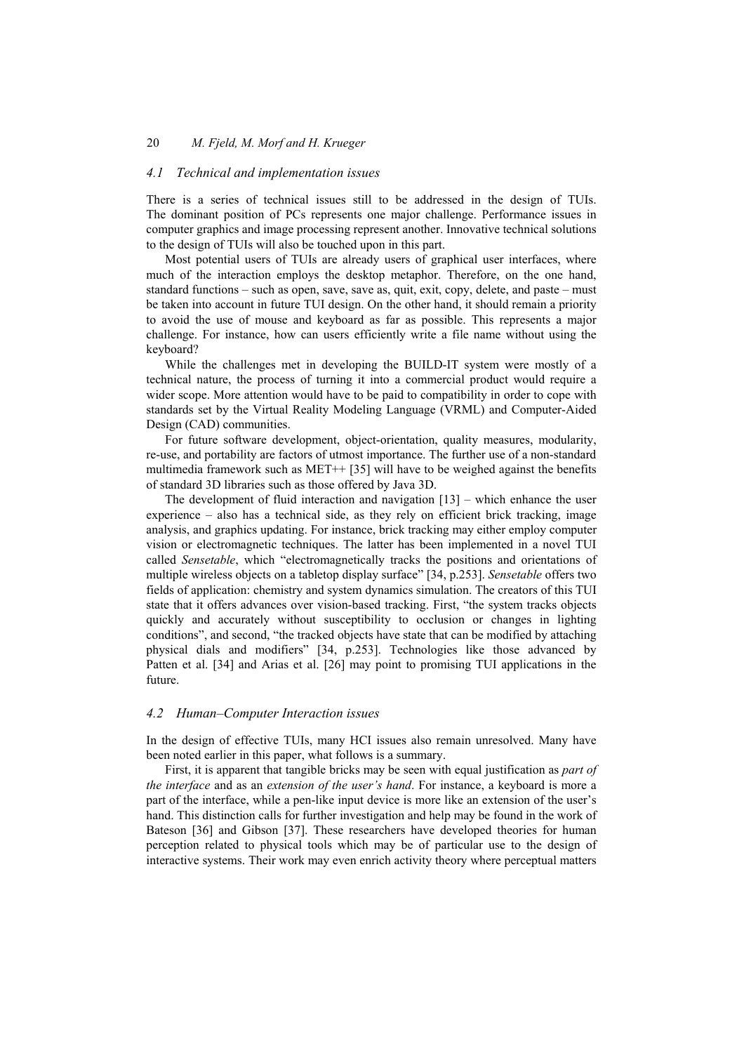### 4.1 Technical and implementation issues

There is a series of technical issues still to be addressed in the design of TUIs. The dominant position of PCs represents one major challenge. Performance issues in computer graphics and image processing represent another. Innovative technical solutions to the design of TUIs will also be touched upon in this part.

Most potential users of TUIs are already users of graphical user interfaces, where much of the interaction employs the desktop metaphor. Therefore, on the one hand, standard functions – such as open, save, save as, quit, exit, copy, delete, and paste – must be taken into account in future TUI design. On the other hand, it should remain a priority to avoid the use of mouse and keyboard as far as possible. This represents a major challenge. For instance, how can users efficiently write a file name without using the keyboard?

While the challenges met in developing the BUILD-IT system were mostly of a technical nature, the process of turning it into a commercial product would require a wider scope. More attention would have to be paid to compatibility in order to cope with standards set by the Virtual Reality Modeling Language (VRML) and Computer-Aided Design (CAD) communities.

For future software development, object-orientation, quality measures, modularity, re-use, and portability are factors of utmost importance. The further use of a non-standard multimedia framework such as MET++ [35] will have to be weighed against the benefits of standard 3D libraries such as those offered by Java 3D.

The development of fluid interaction and navigation [13] – which enhance the user experience – also has a technical side, as they rely on efficient brick tracking, image analysis, and graphics updating. For instance, brick tracking may either employ computer vision or electromagnetic techniques. The latter has been implemented in a novel TUI called *Sensetable*, which "electromagnetically tracks the positions and orientations of multiple wireless objects on a tabletop display surface" [34, p.253]. *Sensetable* offers two fields of application: chemistry and system dynamics simulation. The creators of this TUI state that it offers advances over vision-based tracking. First, "the system tracks objects quickly and accurately without susceptibility to occlusion or changes in lighting conditions", and second, "the tracked objects have state that can be modified by attaching physical dials and modifiers" [34, p.253]. Technologies like those advanced by Patten et al. [34] and Arias et al. [26] may point to promising TUI applications in the future.

### 4.2 Human–Computer Interaction issues

In the design of effective TUIs, many HCI issues also remain unresolved. Many have been noted earlier in this paper, what follows is a summary.

First, it is apparent that tangible bricks may be seen with equal justification as *part of the interface* and as an *extension of the user's hand*. For instance, a keyboard is more a part of the interface, while a pen-like input device is more like an extension of the user's hand. This distinction calls for further investigation and help may be found in the work of Bateson [36] and Gibson [37]. These researchers have developed theories for human perception related to physical tools which may be of particular use to the design of interactive systems. Their work may even enrich activity theory where perceptual matters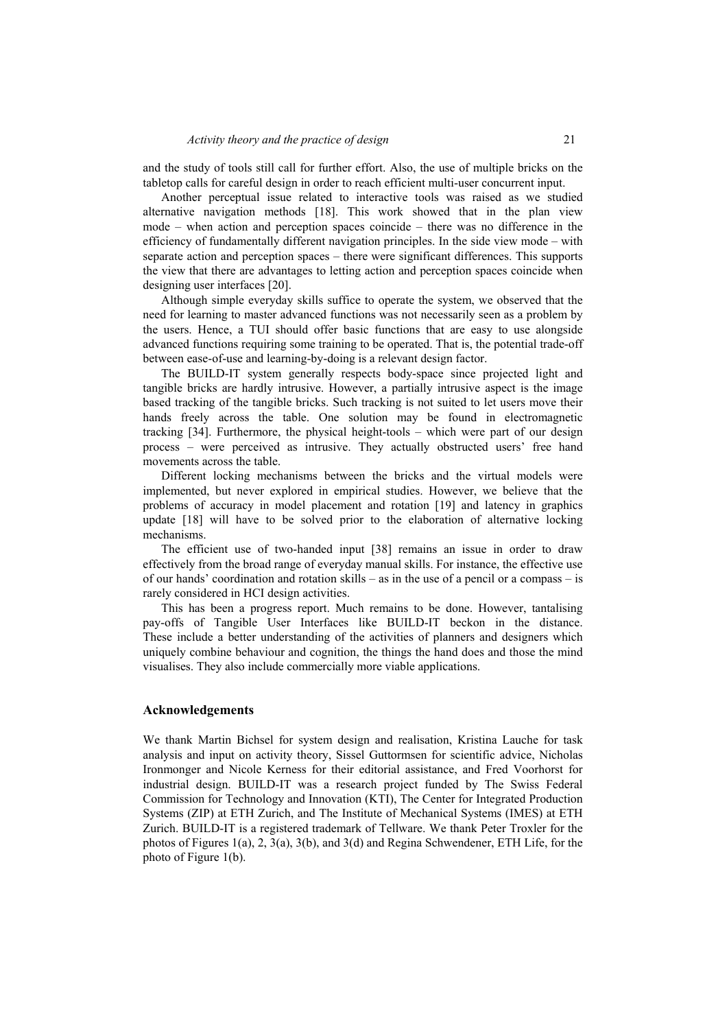and the study of tools still call for further effort. Also, the use of multiple bricks on the tabletop calls for careful design in order to reach efficient multi-user concurrent input.

Another perceptual issue related to interactive tools was raised as we studied alternative navigation methods [18]. This work showed that in the plan view mode – when action and perception spaces coincide – there was no difference in the efficiency of fundamentally different navigation principles. In the side view mode – with separate action and perception spaces – there were significant differences. This supports the view that there are advantages to letting action and perception spaces coincide when designing user interfaces [20].

Although simple everyday skills suffice to operate the system, we observed that the need for learning to master advanced functions was not necessarily seen as a problem by the users. Hence, a TUI should offer basic functions that are easy to use alongside advanced functions requiring some training to be operated. That is, the potential trade-off between ease-of-use and learning-by-doing is a relevant design factor.

The BUILD-IT system generally respects body-space since projected light and tangible bricks are hardly intrusive. However, a partially intrusive aspect is the image based tracking of the tangible bricks. Such tracking is not suited to let users move their hands freely across the table. One solution may be found in electromagnetic tracking [34]. Furthermore, the physical height-tools – which were part of our design process – were perceived as intrusive. They actually obstructed users' free hand movements across the table.

Different locking mechanisms between the bricks and the virtual models were implemented, but never explored in empirical studies. However, we believe that the problems of accuracy in model placement and rotation [19] and latency in graphics update [18] will have to be solved prior to the elaboration of alternative locking mechanisms.

The efficient use of two-handed input [38] remains an issue in order to draw effectively from the broad range of everyday manual skills. For instance, the effective use of our hands' coordination and rotation skills – as in the use of a pencil or a compass – is rarely considered in HCI design activities.

This has been a progress report. Much remains to be done. However, tantalising pay-offs of Tangible User Interfaces like BUILD-IT beckon in the distance. These include a better understanding of the activities of planners and designers which uniquely combine behaviour and cognition, the things the hand does and those the mind visualises. They also include commercially more viable applications.

## Acknowledgements

We thank Martin Bichsel for system design and realisation, Kristina Lauche for task analysis and input on activity theory, Sissel Guttormsen for scientific advice, Nicholas Ironmonger and Nicole Kerness for their editorial assistance, and Fred Voorhorst for industrial design. BUILD-IT was a research project funded by The Swiss Federal Commission for Technology and Innovation (KTI), The Center for Integrated Production Systems (ZIP) at ETH Zurich, and The Institute of Mechanical Systems (IMES) at ETH Zurich. BUILD-IT is a registered trademark of Tellware. We thank Peter Troxler for the photos of Figures 1(a), 2, 3(a), 3(b), and 3(d) and Regina Schwendener, ETH Life, for the photo of Figure 1(b).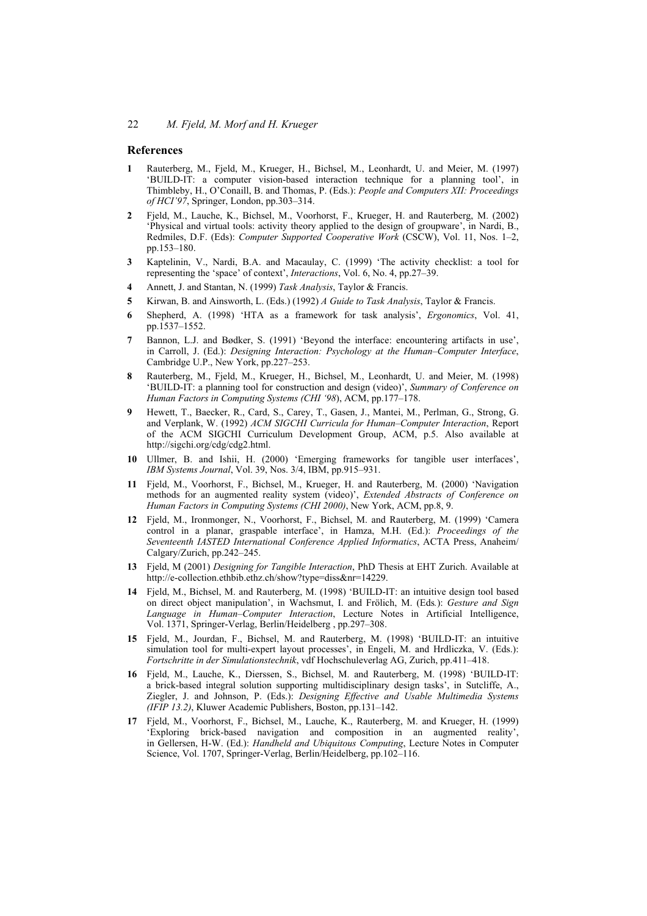## References

**1** Rauterberg, M., Fjeld, M., Krueger, H., Bichsel, M., Leonhardt, U. and Meier, M. (1997) 'BUILD-IT: a computer vision-based interaction technique for a planning tool', in Thimbleby, H., O'Conaill, B. and Thomas, P. (Eds.): *People and Computers XII: Proceedings of HCI'97*, Springer, London, pp.303–314.

**2** Fjeld, M., Lauche, K., Bichsel, M., Voorhorst, F., Krueger, H. and Rauterberg, M. (2002) 'Physical and virtual tools: activity theory applied to the design of groupware', in Nardi, B., Redmiles, D.F. (Eds): *Computer Supported Cooperative Work* (CSCW), Vol. 11, Nos. 1–2, pp.153–180.

**3** Kaptelinin, V., Nardi, B.A. and Macaulay, C. (1999) 'The activity checklist: a tool for representing the 'space' of context', *Interactions*, Vol. 6, No. 4, pp.27–39.

**4** Annett, J. and Stantan, N. (1999) *Task Analysis*, Taylor & Francis.

**5** Kirwan, B. and Ainsworth, L. (Eds.) (1992) *A Guide to Task Analysis*, Taylor & Francis.

**6** Shepherd, A. (1998) 'HTA as a framework for task analysis', *Ergonomics*, Vol. 41, pp.1537–1552.

**7** Bannon, L.J. and Bødker, S. (1991) 'Beyond the interface: encountering artifacts in use', in Carroll, J. (Ed.): *Designing Interaction: Psychology at the Human–Computer Interface*, Cambridge U.P., New York, pp.227–253.

**8** Rauterberg, M., Fjeld, M., Krueger, H., Bichsel, M., Leonhardt, U. and Meier, M. (1998) 'BUILD-IT: a planning tool for construction and design (video)', *Summary of Conference on Human Factors in Computing Systems (CHI '98*), ACM, pp.177–178.

**9** Hewett, T., Baecker, R., Card, S., Carey, T., Gasen, J., Mantei, M., Perlman, G., Strong, G. and Verplank, W. (1992) *ACM SIGCHI Curricula for Human–Computer Interaction*, Report of the ACM SIGCHI Curriculum Development Group, ACM, p.5. Also available at http://sigchi.org/cdg/cdg2.html.

**10** Ullmer, B. and Ishii, H. (2000) 'Emerging frameworks for tangible user interfaces', *IBM Systems Journal*, Vol. 39, Nos. 3/4, IBM, pp.915–931.

**11** Fjeld, M., Voorhorst, F., Bichsel, M., Krueger, H. and Rauterberg, M. (2000) 'Navigation methods for an augmented reality system (video)', *Extended Abstracts of Conference on Human Factors in Computing Systems (CHI 2000)*, New York, ACM, pp.8, 9.

**12** Fjeld, M., Ironmonger, N., Voorhorst, F., Bichsel, M. and Rauterberg, M. (1999) 'Camera control in a planar, graspable interface', in Hamza, M.H. (Ed.): *Proceedings of the Seventeenth IASTED International Conference Applied Informatics*, ACTA Press, Anaheim/Calgary/Zurich, pp.242–245.

**13** Fjeld, M (2001) *Designing for Tangible Interaction*, PhD Thesis at EHT Zurich. Available at http://e-collection.ethbib.ethz.ch/show?type=diss&nr=14229.

**14** Fjeld, M., Bichsel, M. and Rauterberg, M. (1998) 'BUILD-IT: an intuitive design tool based on direct object manipulation', in Wachsmut, I. and Frölich, M. (Eds.): *Gesture and Sign Language in Human–Computer Interaction*, Lecture Notes in Artificial Intelligence, Vol. 1371, Springer-Verlag, Berlin/Heidelberg , pp.297–308.

**15** Fjeld, M., Jourdan, F., Bichsel, M. and Rauterberg, M. (1998) 'BUILD-IT: an intuitive simulation tool for multi-expert layout processes', in Engeli, M. and Hrdliczka, V. (Eds.): *Fortschritte in der Simulationstechnik*, vdf Hochschuleverlag AG, Zurich, pp.411–418.

**16** Fjeld, M., Lauche, K., Dierssen, S., Bichsel, M. and Rauterberg, M. (1998) 'BUILD-IT: a brick-based integral solution supporting multidisciplinary design tasks', in Sutcliffe, A., Ziegler, J. and Johnson, P. (Eds.): *Designing Effective and Usable Multimedia Systems (IFIP 13.2)*, Kluwer Academic Publishers, Boston, pp.131–142.

**17** Fjeld, M., Voorhorst, F., Bichsel, M., Lauche, K., Rauterberg, M. and Krueger, H. (1999) 'Exploring brick-based navigation and composition in an augmented reality', in Gellersen, H-W. (Ed.): *Handheld and Ubiquitous Computing*, Lecture Notes in Computer Science, Vol. 1707, Springer-Verlag, Berlin/Heidelberg, pp.102–116.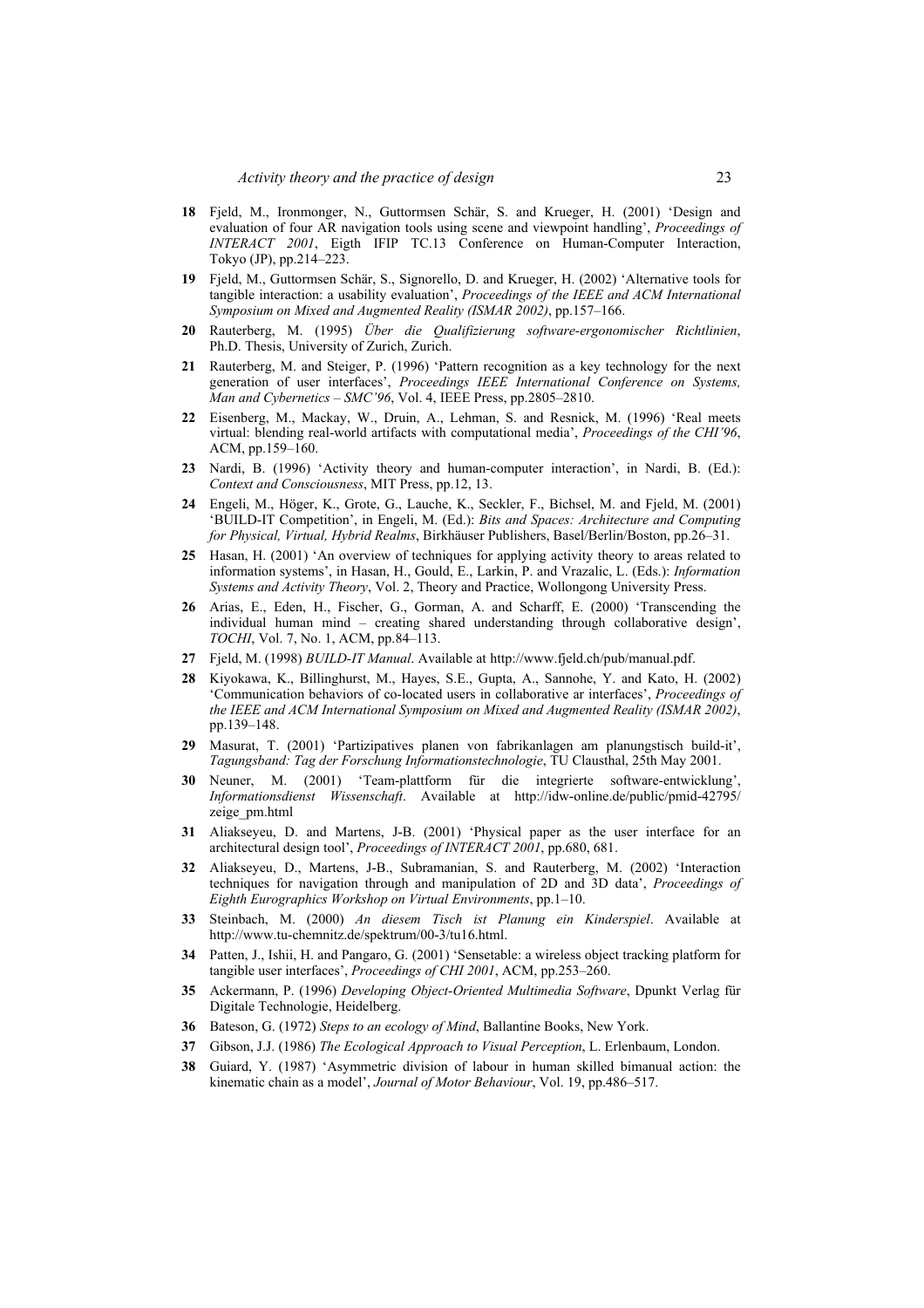18 Fjeld, M., Ironmonger, N., Guttormsen Schär, S. and Krueger, H. (2001) 'Design and evaluation of four AR navigation tools using scene and viewpoint handling', *Proceedings of INTERACT 2001*, Eigth IFIP TC.13 Conference on Human-Computer Interaction, Tokyo (JP), pp.214–223.

19 Fjeld, M., Guttormsen Schär, S., Signorello, D. and Krueger, H. (2002) 'Alternative tools for tangible interaction: a usability evaluation', *Proceedings of the IEEE and ACM International Symposium on Mixed and Augmented Reality (ISMAR 2002)*, pp.157–166.

20 Rauterberg, M. (1995) *Über die Qualifizierung software-ergonomischer Richtlinien*, Ph.D. Thesis, University of Zurich, Zurich.

21 Rauterberg, M. and Steiger, P. (1996) 'Pattern recognition as a key technology for the next generation of user interfaces', *Proceedings IEEE International Conference on Systems, Man and Cybernetics – SMC'96*, Vol. 4, IEEE Press, pp.2805–2810.

22 Eisenberg, M., Mackay, W., Druin, A., Lehman, S. and Resnick, M. (1996) 'Real meets virtual: blending real-world artifacts with computational media', *Proceedings of the CHI'96*, ACM, pp.159–160.

23 Nardi, B. (1996) 'Activity theory and human-computer interaction', in Nardi, B. (Ed.): *Context and Consciousness*, MIT Press, pp.12, 13.

24 Engeli, M., Höger, K., Grote, G., Lauche, K., Seckler, F., Bichsel, M. and Fjeld, M. (2001) 'BUILD-IT Competition', in Engeli, M. (Ed.): *Bits and Spaces: Architecture and Computing for Physical, Virtual, Hybrid Realms*, Birkhäuser Publishers, Basel/Berlin/Boston, pp.26–31.

25 Hasan, H. (2001) 'An overview of techniques for applying activity theory to areas related to information systems', in Hasan, H., Gould, E., Larkin, P. and Vrazalic, L. (Eds.): *Information Systems and Activity Theory*, Vol. 2, Theory and Practice, Wollongong University Press.

26 Arias, E., Eden, H., Fischer, G., Gorman, A. and Scharff, E. (2000) 'Transcending the individual human mind – creating shared understanding through collaborative design', *TOCHI*, Vol. 7, No. 1, ACM, pp.84–113.

27 Fjeld, M. (1998) *BUILD-IT Manual*. Available at http://www.fjeld.ch/pub/manual.pdf.

28 Kiyokawa, K., Billinghurst, M., Hayes, S.E., Gupta, A., Sannohe, Y. and Kato, H. (2002) 'Communication behaviors of co-located users in collaborative ar interfaces', *Proceedings of the IEEE and ACM International Symposium on Mixed and Augmented Reality (ISMAR 2002)*, pp.139–148.

29 Masurat, T. (2001) 'Partizipatives planen von fabrikanlagen am planungstisch build-it', *Tagungsband: Tag der Forschung Informationstechnologie*, TU Clausthal, 25th May 2001.

30 Neuner, M. (2001) 'Team-plattform für die integrierte software-entwicklung', *Informationsdienst Wissenschaft*. Available at http://idw-online.de/public/pmid-42795/zeige_pm.html

31 Aliakseyeu, D. and Martens, J-B. (2001) 'Physical paper as the user interface for an architectural design tool', *Proceedings of INTERACT 2001*, pp.680, 681.

32 Aliakseyeu, D., Martens, J-B., Subramanian, S. and Rauterberg, M. (2002) 'Interaction techniques for navigation through and manipulation of 2D and 3D data', *Proceedings of Eighth Eurographics Workshop on Virtual Environments*, pp.1–10.

33 Steinbach, M. (2000) *An diesem Tisch ist Planung ein Kinderspiel*. Available at http://www.tu-chemnitz.de/spektrum/00-3/tu16.html.

34 Patten, J., Ishii, H. and Pangaro, G. (2001) 'Sensetable: a wireless object tracking platform for tangible user interfaces', *Proceedings of CHI 2001*, ACM, pp.253–260.

35 Ackermann, P. (1996) *Developing Object-Oriented Multimedia Software*, Dpunkt Verlag für Digitale Technologie, Heidelberg.

36 Bateson, G. (1972) *Steps to an ecology of Mind*, Ballantine Books, New York.

37 Gibson, J.J. (1986) *The Ecological Approach to Visual Perception*, L. Erlenbaum, London.

38 Guiard, Y. (1987) 'Asymmetric division of labour in human skilled bimanual action: the kinematic chain as a model', *Journal of Motor Behaviour*, Vol. 19, pp.486–517.